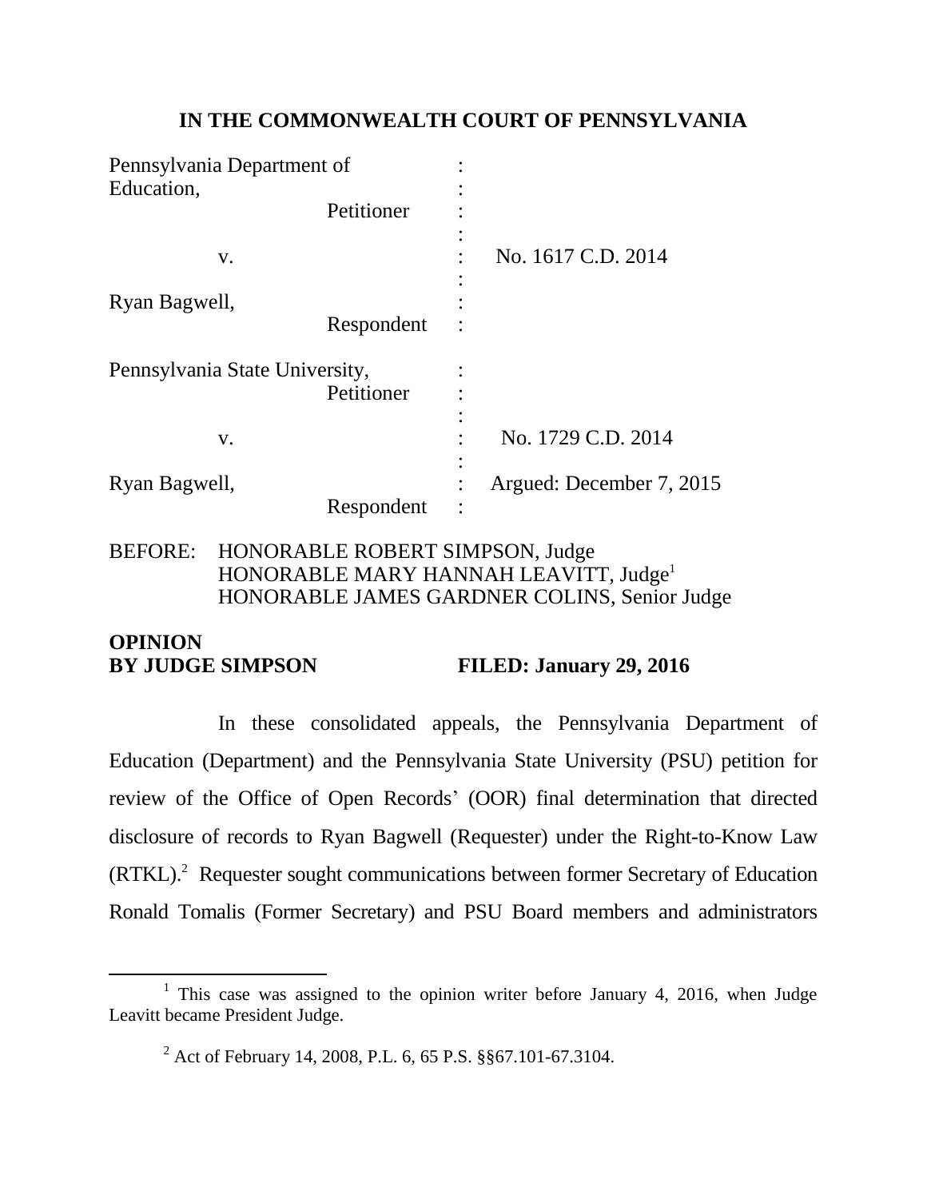# IN THE COMMONWEALTH COURT OF PENNSYLVANIA

| | | |
|---|---|---|
| Pennsylvania Department of Education, Petitioner | : | |
| v. | : | No. 1617 C.D. 2014 |
| Ryan Bagwell, Respondent | : | |
| Pennsylvania State University, Petitioner | : | |
| v. | : | No. 1729 C.D. 2014 |
| Ryan Bagwell, Respondent | : | Argued: December 7, 2015 |

BEFORE: HONORABLE ROBERT SIMPSON, Judge
HONORABLE MARY HANNAH LEAVITT, Judge[1]
HONORABLE JAMES GARDNER COLINS, Senior Judge

**OPINION**
**BY JUDGE SIMPSON** **FILED: January 29, 2016**

In these consolidated appeals, the Pennsylvania Department of Education (Department) and the Pennsylvania State University (PSU) petition for review of the Office of Open Records' (OOR) final determination that directed disclosure of records to Ryan Bagwell (Requester) under the Right-to-Know Law (RTKL).[2] Requester sought communications between former Secretary of Education Ronald Tomalis (Former Secretary) and PSU Board members and administrators

---

[1] This case was assigned to the opinion writer before January 4, 2016, when Judge Leavitt became President Judge.

[2] Act of February 14, 2008, P.L. 6, 65 P.S. §§67.101-67.3104.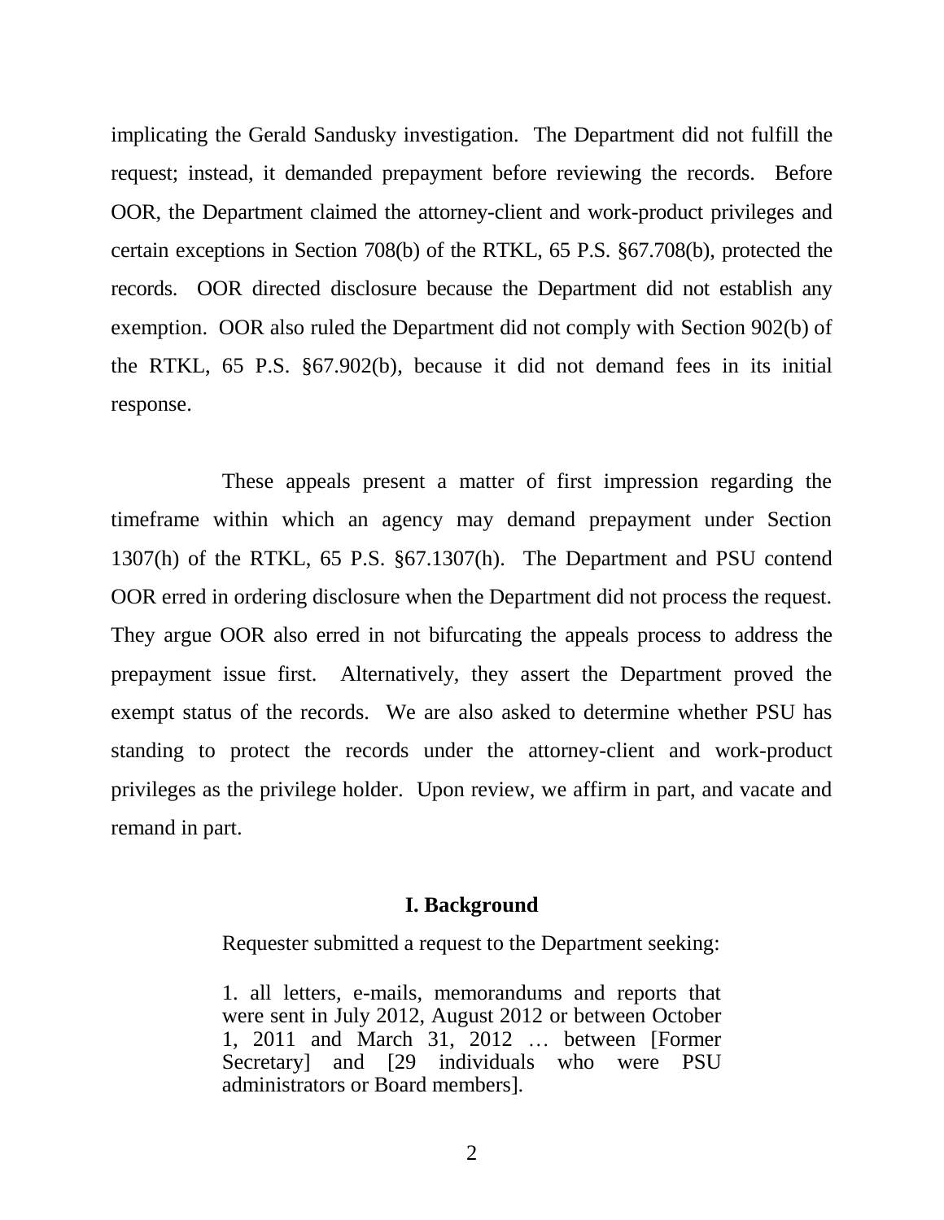implicating the Gerald Sandusky investigation. The Department did not fulfill the request; instead, it demanded prepayment before reviewing the records. Before OOR, the Department claimed the attorney-client and work-product privileges and certain exceptions in Section 708(b) of the RTKL, 65 P.S. §67.708(b), protected the records. OOR directed disclosure because the Department did not establish any exemption. OOR also ruled the Department did not comply with Section 902(b) of the RTKL, 65 P.S. §67.902(b), because it did not demand fees in its initial response.

These appeals present a matter of first impression regarding the timeframe within which an agency may demand prepayment under Section 1307(h) of the RTKL, 65 P.S. §67.1307(h). The Department and PSU contend OOR erred in ordering disclosure when the Department did not process the request. They argue OOR also erred in not bifurcating the appeals process to address the prepayment issue first. Alternatively, they assert the Department proved the exempt status of the records. We are also asked to determine whether PSU has standing to protect the records under the attorney-client and work-product privileges as the privilege holder. Upon review, we affirm in part, and vacate and remand in part.

## I. Background

Requester submitted a request to the Department seeking:

> 1. all letters, e-mails, memorandums and reports that were sent in July 2012, August 2012 or between October 1, 2011 and March 31, 2012 … between [Former Secretary] and [29 individuals who were PSU administrators or Board members].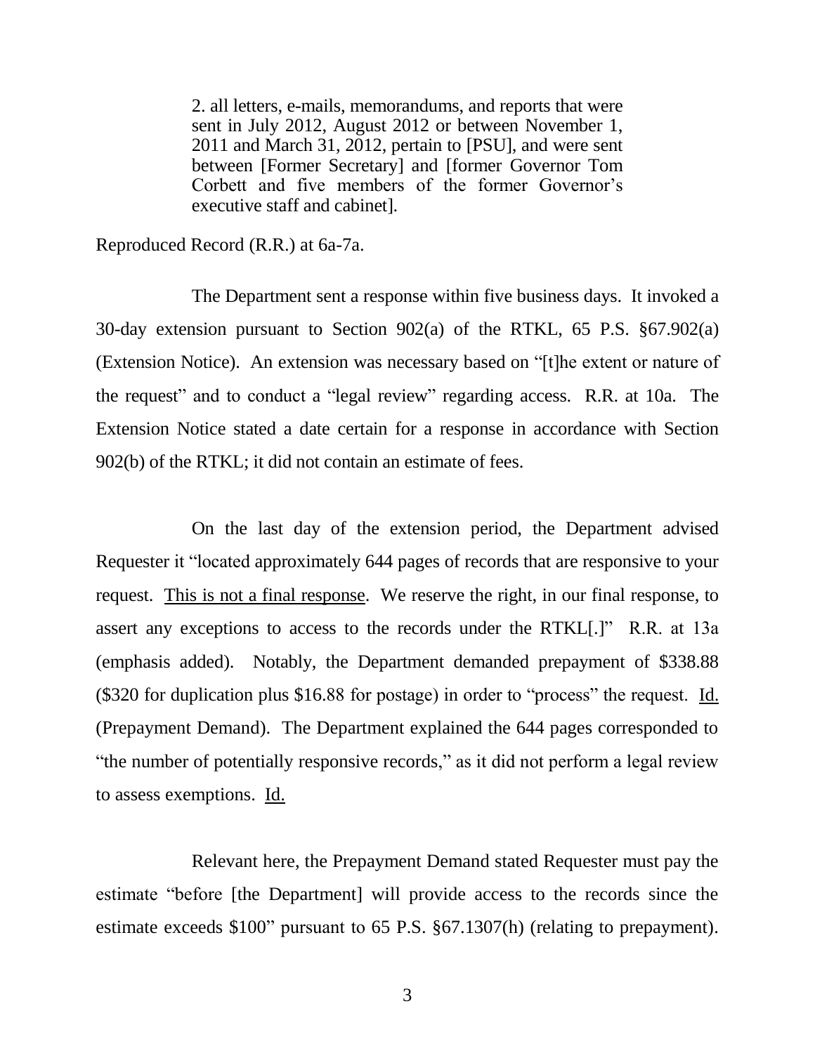> 2. all letters, e-mails, memorandums, and reports that were sent in July 2012, August 2012 or between November 1, 2011 and March 31, 2012, pertain to [PSU], and were sent between [Former Secretary] and [former Governor Tom Corbett and five members of the former Governor's executive staff and cabinet].

Reproduced Record (R.R.) at 6a-7a.

The Department sent a response within five business days. It invoked a 30-day extension pursuant to Section 902(a) of the RTKL, 65 P.S. §67.902(a) (Extension Notice). An extension was necessary based on "[t]he extent or nature of the request" and to conduct a "legal review" regarding access. R.R. at 10a. The Extension Notice stated a date certain for a response in accordance with Section 902(b) of the RTKL; it did not contain an estimate of fees.

On the last day of the extension period, the Department advised Requester it "located approximately 644 pages of records that are responsive to your request. <u>This is not a final response</u>. We reserve the right, in our final response, to assert any exceptions to access to the records under the RTKL[.]" R.R. at 13a (emphasis added). Notably, the Department demanded prepayment of $338.88 ($320 for duplication plus $16.88 for postage) in order to "process" the request. <u>Id.</u> (Prepayment Demand). The Department explained the 644 pages corresponded to "the number of potentially responsive records," as it did not perform a legal review to assess exemptions. <u>Id.</u>

Relevant here, the Prepayment Demand stated Requester must pay the estimate "before [the Department] will provide access to the records since the estimate exceeds $100" pursuant to 65 P.S. §67.1307(h) (relating to prepayment).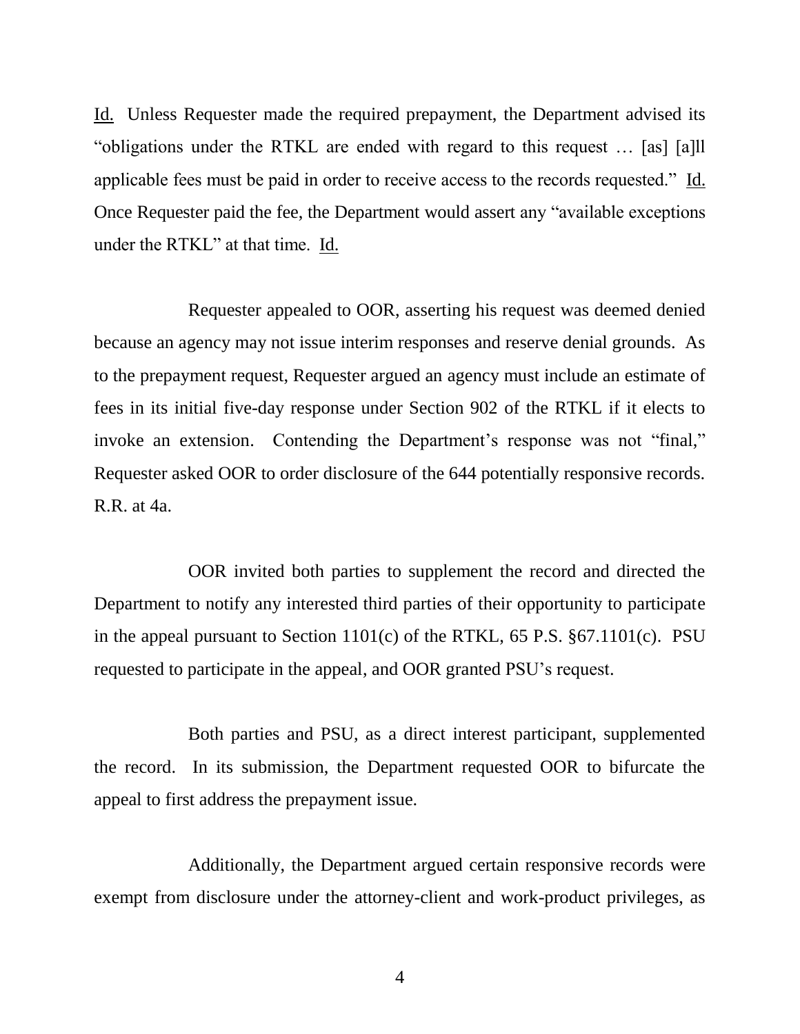Id. Unless Requester made the required prepayment, the Department advised its "obligations under the RTKL are ended with regard to this request … [as] [a]ll applicable fees must be paid in order to receive access to the records requested." Id. Once Requester paid the fee, the Department would assert any "available exceptions under the RTKL" at that time. Id.

Requester appealed to OOR, asserting his request was deemed denied because an agency may not issue interim responses and reserve denial grounds. As to the prepayment request, Requester argued an agency must include an estimate of fees in its initial five-day response under Section 902 of the RTKL if it elects to invoke an extension. Contending the Department's response was not "final," Requester asked OOR to order disclosure of the 644 potentially responsive records. R.R. at 4a.

OOR invited both parties to supplement the record and directed the Department to notify any interested third parties of their opportunity to participate in the appeal pursuant to Section 1101(c) of the RTKL, 65 P.S. §67.1101(c). PSU requested to participate in the appeal, and OOR granted PSU's request.

Both parties and PSU, as a direct interest participant, supplemented the record. In its submission, the Department requested OOR to bifurcate the appeal to first address the prepayment issue.

Additionally, the Department argued certain responsive records were exempt from disclosure under the attorney-client and work-product privileges, as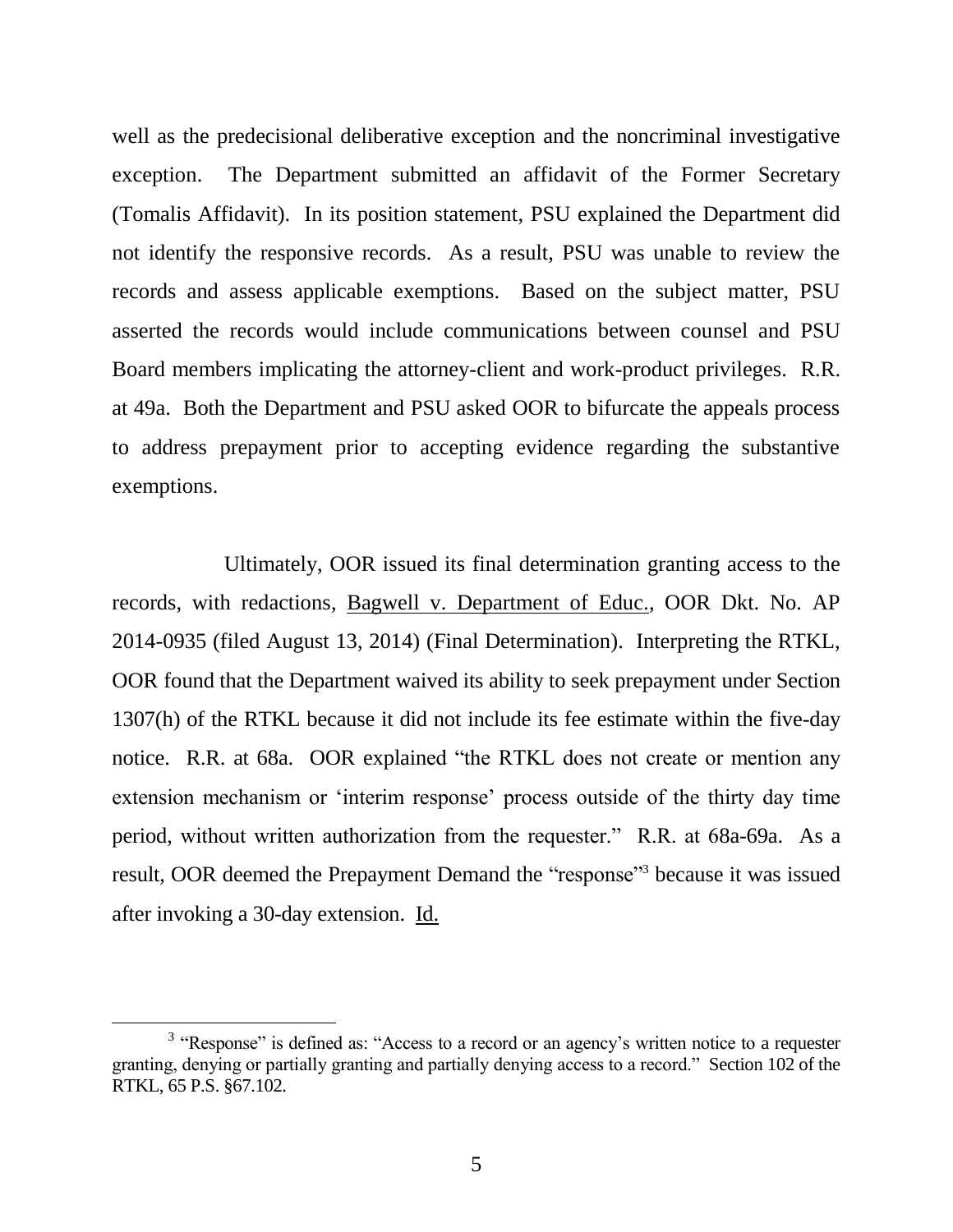well as the predecisional deliberative exception and the noncriminal investigative exception. The Department submitted an affidavit of the Former Secretary (Tomalis Affidavit). In its position statement, PSU explained the Department did not identify the responsive records. As a result, PSU was unable to review the records and assess applicable exemptions. Based on the subject matter, PSU asserted the records would include communications between counsel and PSU Board members implicating the attorney-client and work-product privileges. R.R. at 49a. Both the Department and PSU asked OOR to bifurcate the appeals process to address prepayment prior to accepting evidence regarding the substantive exemptions.

Ultimately, OOR issued its final determination granting access to the records, with redactions, Bagwell v. Department of Educ., OOR Dkt. No. AP 2014-0935 (filed August 13, 2014) (Final Determination). Interpreting the RTKL, OOR found that the Department waived its ability to seek prepayment under Section 1307(h) of the RTKL because it did not include its fee estimate within the five-day notice. R.R. at 68a. OOR explained "the RTKL does not create or mention any extension mechanism or 'interim response' process outside of the thirty day time period, without written authorization from the requester." R.R. at 68a-69a. As a result, OOR deemed the Prepayment Demand the "response"[3] because it was issued after invoking a 30-day extension. Id.

[3] "Response" is defined as: "Access to a record or an agency's written notice to a requester granting, denying or partially granting and partially denying access to a record." Section 102 of the RTKL, 65 P.S. §67.102.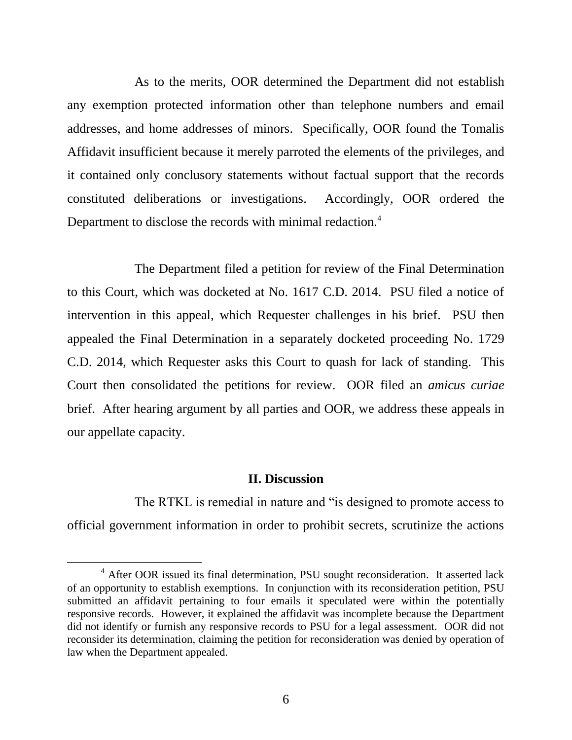As to the merits, OOR determined the Department did not establish any exemption protected information other than telephone numbers and email addresses, and home addresses of minors. Specifically, OOR found the Tomalis Affidavit insufficient because it merely parroted the elements of the privileges, and it contained only conclusory statements without factual support that the records constituted deliberations or investigations. Accordingly, OOR ordered the Department to disclose the records with minimal redaction.[4]

The Department filed a petition for review of the Final Determination to this Court, which was docketed at No. 1617 C.D. 2014. PSU filed a notice of intervention in this appeal, which Requester challenges in his brief. PSU then appealed the Final Determination in a separately docketed proceeding No. 1729 C.D. 2014, which Requester asks this Court to quash for lack of standing. This Court then consolidated the petitions for review. OOR filed an *amicus curiae* brief. After hearing argument by all parties and OOR, we address these appeals in our appellate capacity.

## II. Discussion

The RTKL is remedial in nature and "is designed to promote access to official government information in order to prohibit secrets, scrutinize the actions

---

[4] After OOR issued its final determination, PSU sought reconsideration. It asserted lack of an opportunity to establish exemptions. In conjunction with its reconsideration petition, PSU submitted an affidavit pertaining to four emails it speculated were within the potentially responsive records. However, it explained the affidavit was incomplete because the Department did not identify or furnish any responsive records to PSU for a legal assessment. OOR did not reconsider its determination, claiming the petition for reconsideration was denied by operation of law when the Department appealed.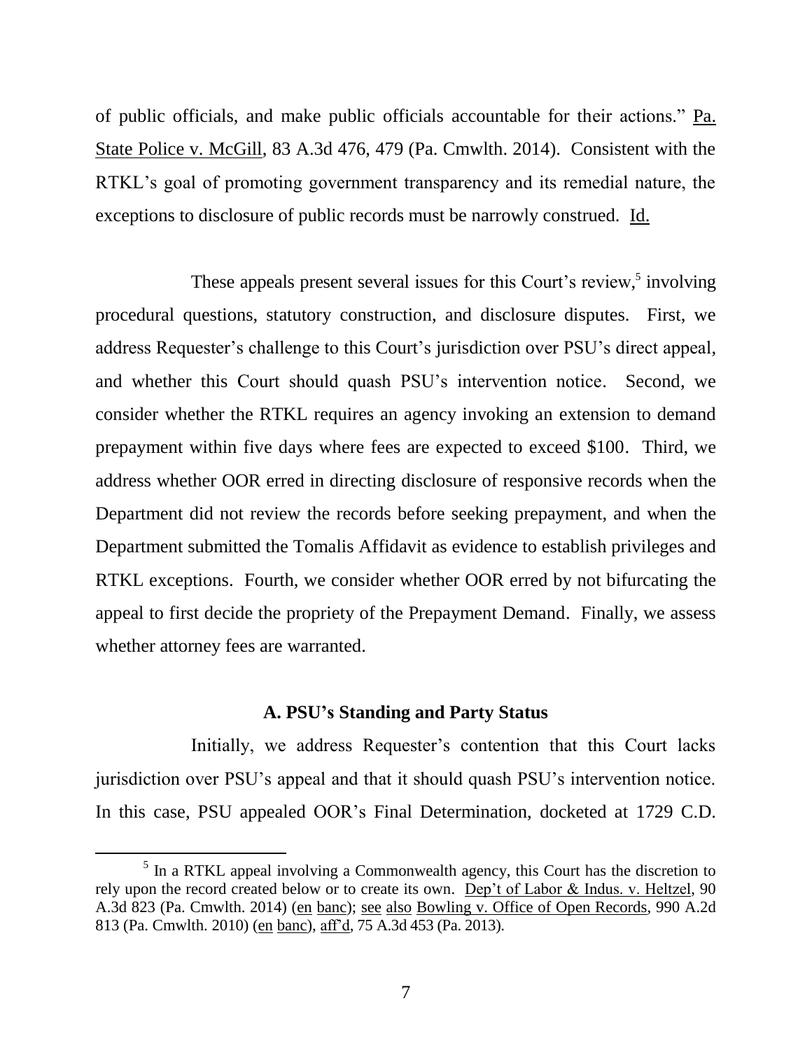of public officials, and make public officials accountable for their actions." Pa. State Police v. McGill, 83 A.3d 476, 479 (Pa. Cmwlth. 2014). Consistent with the RTKL's goal of promoting government transparency and its remedial nature, the exceptions to disclosure of public records must be narrowly construed. Id.

These appeals present several issues for this Court's review,[5] involving procedural questions, statutory construction, and disclosure disputes. First, we address Requester's challenge to this Court's jurisdiction over PSU's direct appeal, and whether this Court should quash PSU's intervention notice. Second, we consider whether the RTKL requires an agency invoking an extension to demand prepayment within five days where fees are expected to exceed $100. Third, we address whether OOR erred in directing disclosure of responsive records when the Department did not review the records before seeking prepayment, and when the Department submitted the Tomalis Affidavit as evidence to establish privileges and RTKL exceptions. Fourth, we consider whether OOR erred by not bifurcating the appeal to first decide the propriety of the Prepayment Demand. Finally, we assess whether attorney fees are warranted.

**A. PSU's Standing and Party Status**

Initially, we address Requester's contention that this Court lacks jurisdiction over PSU's appeal and that it should quash PSU's intervention notice. In this case, PSU appealed OOR's Final Determination, docketed at 1729 C.D.

[5] In a RTKL appeal involving a Commonwealth agency, this Court has the discretion to rely upon the record created below or to create its own. Dep't of Labor & Indus. v. Heltzel, 90 A.3d 823 (Pa. Cmwlth. 2014) (en banc); see also Bowling v. Office of Open Records, 990 A.2d 813 (Pa. Cmwlth. 2010) (en banc), aff'd, 75 A.3d 453 (Pa. 2013).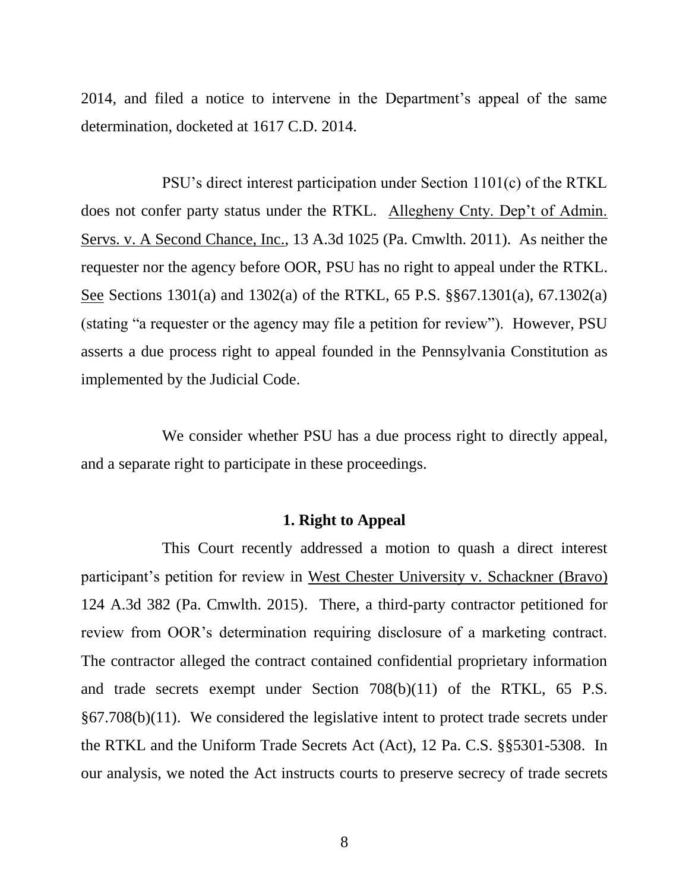2014, and filed a notice to intervene in the Department's appeal of the same determination, docketed at 1617 C.D. 2014.

PSU's direct interest participation under Section 1101(c) of the RTKL does not confer party status under the RTKL. Allegheny Cnty. Dep't of Admin. Servs. v. A Second Chance, Inc., 13 A.3d 1025 (Pa. Cmwlth. 2011). As neither the requester nor the agency before OOR, PSU has no right to appeal under the RTKL. See Sections 1301(a) and 1302(a) of the RTKL, 65 P.S. §§67.1301(a), 67.1302(a) (stating "a requester or the agency may file a petition for review"). However, PSU asserts a due process right to appeal founded in the Pennsylvania Constitution as implemented by the Judicial Code.

We consider whether PSU has a due process right to directly appeal, and a separate right to participate in these proceedings.

### 1. Right to Appeal

This Court recently addressed a motion to quash a direct interest participant's petition for review in West Chester University v. Schackner (Bravo) 124 A.3d 382 (Pa. Cmwlth. 2015). There, a third-party contractor petitioned for review from OOR's determination requiring disclosure of a marketing contract. The contractor alleged the contract contained confidential proprietary information and trade secrets exempt under Section 708(b)(11) of the RTKL, 65 P.S. §67.708(b)(11). We considered the legislative intent to protect trade secrets under the RTKL and the Uniform Trade Secrets Act (Act), 12 Pa. C.S. §§5301-5308. In our analysis, we noted the Act instructs courts to preserve secrecy of trade secrets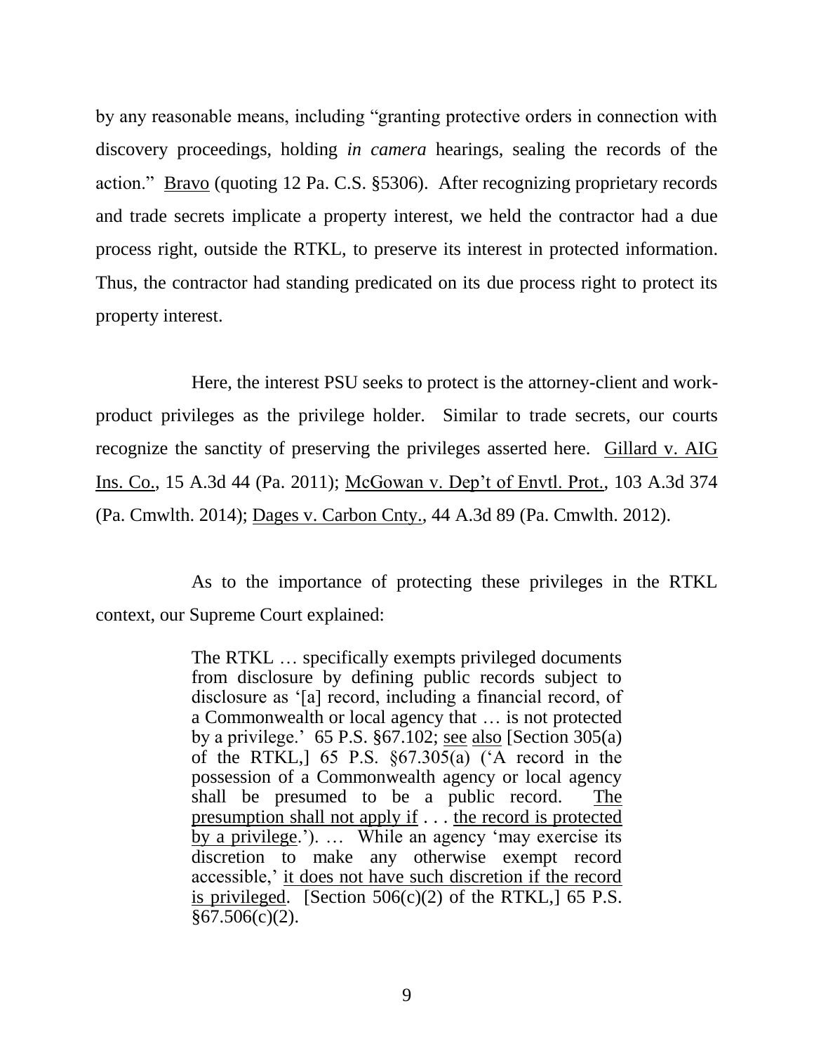by any reasonable means, including "granting protective orders in connection with discovery proceedings, holding *in camera* hearings, sealing the records of the action." Bravo (quoting 12 Pa. C.S. §5306). After recognizing proprietary records and trade secrets implicate a property interest, we held the contractor had a due process right, outside the RTKL, to preserve its interest in protected information. Thus, the contractor had standing predicated on its due process right to protect its property interest.

Here, the interest PSU seeks to protect is the attorney-client and work-product privileges as the privilege holder. Similar to trade secrets, our courts recognize the sanctity of preserving the privileges asserted here. Gillard v. AIG Ins. Co., 15 A.3d 44 (Pa. 2011); McGowan v. Dep't of Envtl. Prot., 103 A.3d 374 (Pa. Cmwlth. 2014); Dages v. Carbon Cnty., 44 A.3d 89 (Pa. Cmwlth. 2012).

As to the importance of protecting these privileges in the RTKL context, our Supreme Court explained:

> The RTKL … specifically exempts privileged documents from disclosure by defining public records subject to disclosure as '[a] record, including a financial record, of a Commonwealth or local agency that … is not protected by a privilege.' 65 P.S. §67.102; see also [Section 305(a) of the RTKL,] 65 P.S. §67.305(a) ('A record in the possession of a Commonwealth agency or local agency shall be presumed to be a public record. The presumption shall not apply if . . . the record is protected by a privilege.'). … While an agency 'may exercise its discretion to make any otherwise exempt record accessible,' it does not have such discretion if the record is privileged. [Section 506(c)(2) of the RTKL,] 65 P.S. §67.506(c)(2).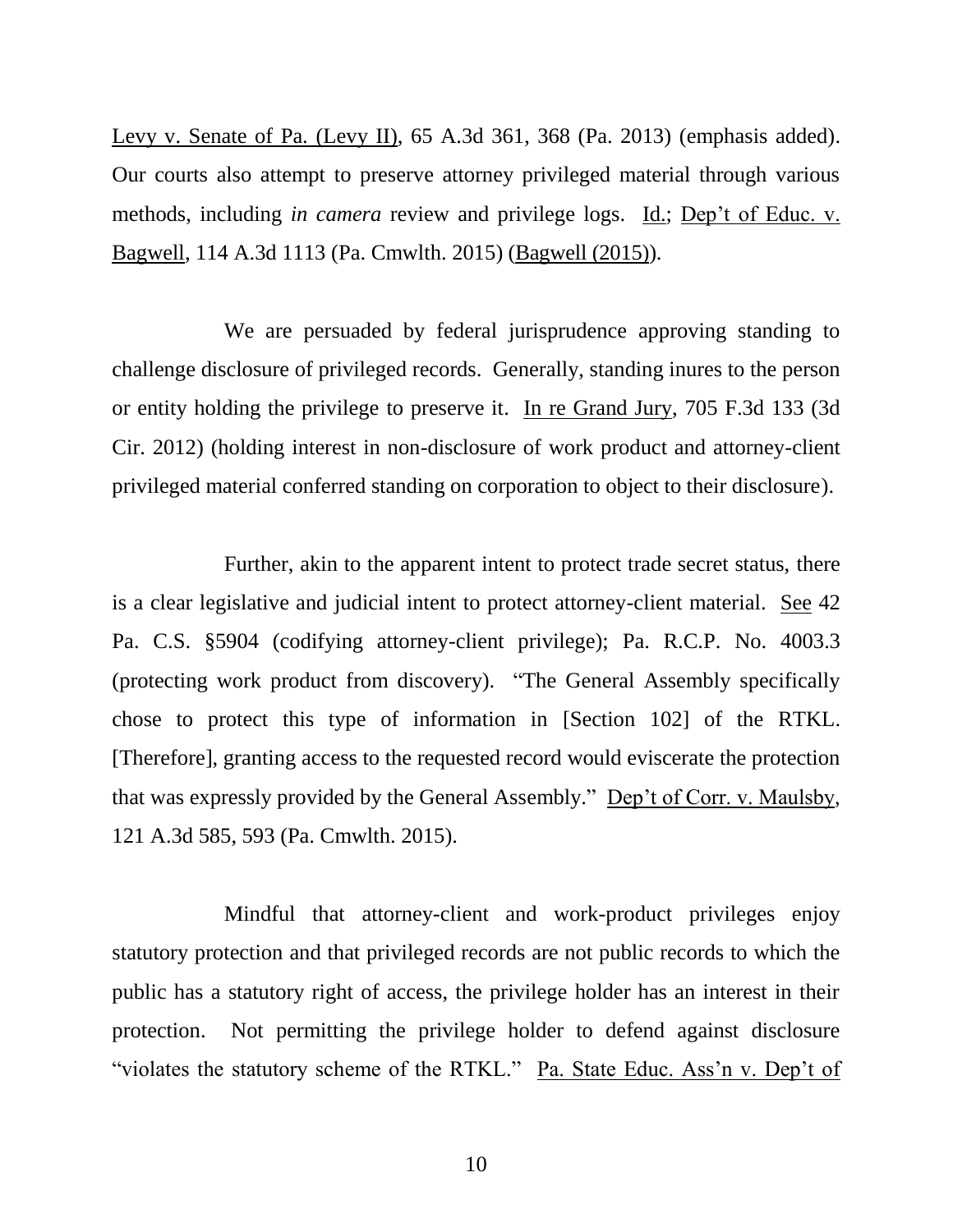Levy v. Senate of Pa. (Levy II), 65 A.3d 361, 368 (Pa. 2013) (emphasis added). Our courts also attempt to preserve attorney privileged material through various methods, including *in camera* review and privilege logs. Id.; Dep't of Educ. v. Bagwell, 114 A.3d 1113 (Pa. Cmwlth. 2015) (Bagwell (2015)).

We are persuaded by federal jurisprudence approving standing to challenge disclosure of privileged records. Generally, standing inures to the person or entity holding the privilege to preserve it. In re Grand Jury, 705 F.3d 133 (3d Cir. 2012) (holding interest in non-disclosure of work product and attorney-client privileged material conferred standing on corporation to object to their disclosure).

Further, akin to the apparent intent to protect trade secret status, there is a clear legislative and judicial intent to protect attorney-client material. See 42 Pa. C.S. §5904 (codifying attorney-client privilege); Pa. R.C.P. No. 4003.3 (protecting work product from discovery). "The General Assembly specifically chose to protect this type of information in [Section 102] of the RTKL. [Therefore], granting access to the requested record would eviscerate the protection that was expressly provided by the General Assembly." Dep't of Corr. v. Maulsby, 121 A.3d 585, 593 (Pa. Cmwlth. 2015).

Mindful that attorney-client and work-product privileges enjoy statutory protection and that privileged records are not public records to which the public has a statutory right of access, the privilege holder has an interest in their protection. Not permitting the privilege holder to defend against disclosure "violates the statutory scheme of the RTKL." Pa. State Educ. Ass'n v. Dep't of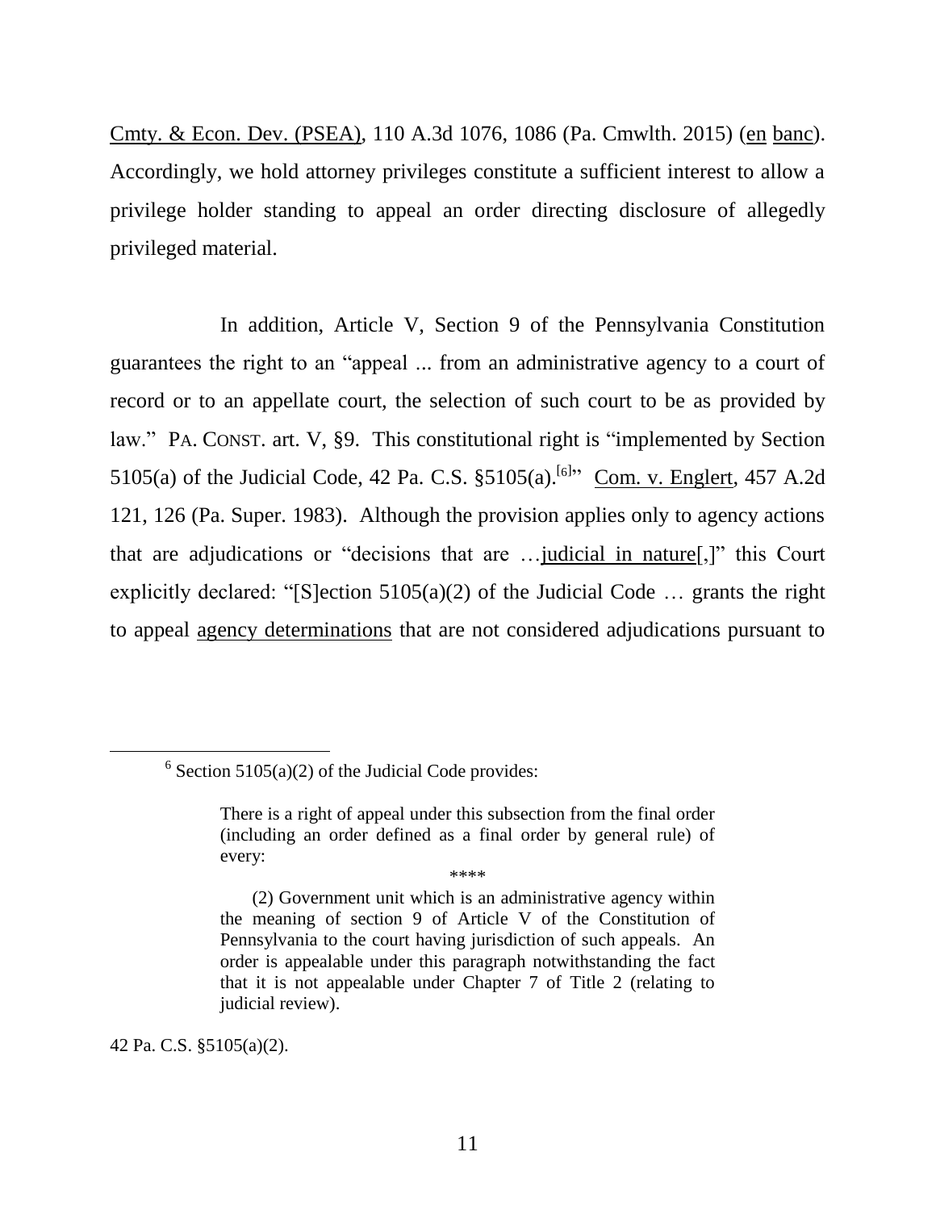Cmty. & Econ. Dev. (PSEA), 110 A.3d 1076, 1086 (Pa. Cmwlth. 2015) (en banc). Accordingly, we hold attorney privileges constitute a sufficient interest to allow a privilege holder standing to appeal an order directing disclosure of allegedly privileged material.

In addition, Article V, Section 9 of the Pennsylvania Constitution guarantees the right to an "appeal ... from an administrative agency to a court of record or to an appellate court, the selection of such court to be as provided by law." PA. CONST. art. V, §9. This constitutional right is "implemented by Section 5105(a) of the Judicial Code, 42 Pa. C.S. §5105(a).[6]" Com. v. Englert, 457 A.2d 121, 126 (Pa. Super. 1983). Although the provision applies only to agency actions that are adjudications or "decisions that are …judicial in nature[,]" this Court explicitly declared: "[S]ection 5105(a)(2) of the Judicial Code … grants the right to appeal agency determinations that are not considered adjudications pursuant to

---

[6] Section 5105(a)(2) of the Judicial Code provides:

> There is a right of appeal under this subsection from the final order (including an order defined as a final order by general rule) of every:
>
> \*\*\*\*
>
> (2) Government unit which is an administrative agency within the meaning of section 9 of Article V of the Constitution of Pennsylvania to the court having jurisdiction of such appeals. An order is appealable under this paragraph notwithstanding the fact that it is not appealable under Chapter 7 of Title 2 (relating to judicial review).

42 Pa. C.S. §5105(a)(2).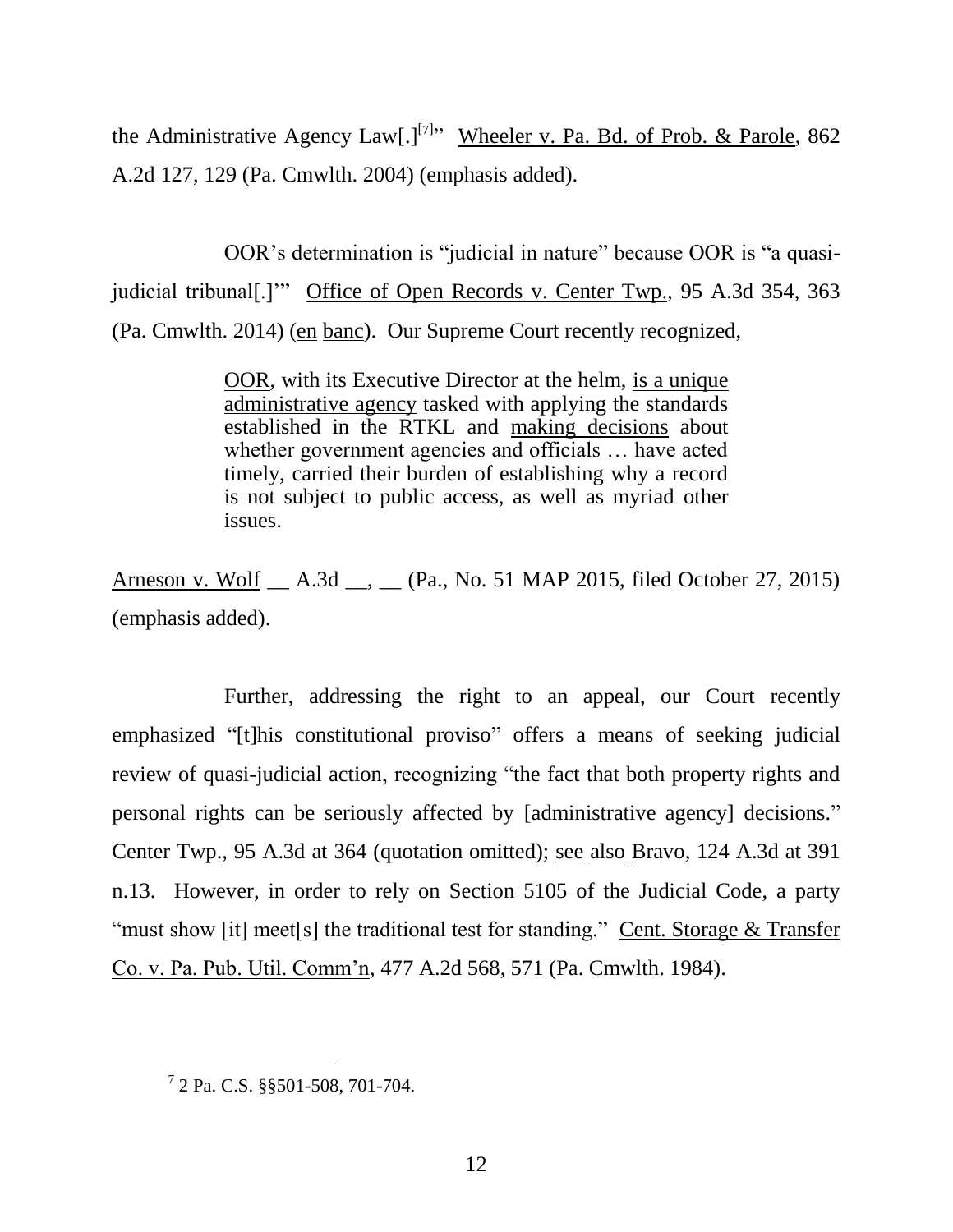the Administrative Agency Law[.][7]" Wheeler v. Pa. Bd. of Prob. & Parole, 862 A.2d 127, 129 (Pa. Cmwlth. 2004) (emphasis added).

OOR's determination is "judicial in nature" because OOR is "a quasi-judicial tribunal[.]'" Office of Open Records v. Center Twp., 95 A.3d 354, 363 (Pa. Cmwlth. 2014) (en banc). Our Supreme Court recently recognized,

> OOR, with its Executive Director at the helm, is a unique administrative agency tasked with applying the standards established in the RTKL and making decisions about whether government agencies and officials … have acted timely, carried their burden of establishing why a record is not subject to public access, as well as myriad other issues.

Arneson v. Wolf __ A.3d __, __ (Pa., No. 51 MAP 2015, filed October 27, 2015) (emphasis added).

Further, addressing the right to an appeal, our Court recently emphasized "[t]his constitutional proviso" offers a means of seeking judicial review of quasi-judicial action, recognizing "the fact that both property rights and personal rights can be seriously affected by [administrative agency] decisions." Center Twp., 95 A.3d at 364 (quotation omitted); see also Bravo, 124 A.3d at 391 n.13. However, in order to rely on Section 5105 of the Judicial Code, a party "must show [it] meet[s] the traditional test for standing." Cent. Storage & Transfer Co. v. Pa. Pub. Util. Comm'n, 477 A.2d 568, 571 (Pa. Cmwlth. 1984).

---

[7] 2 Pa. C.S. §§501-508, 701-704.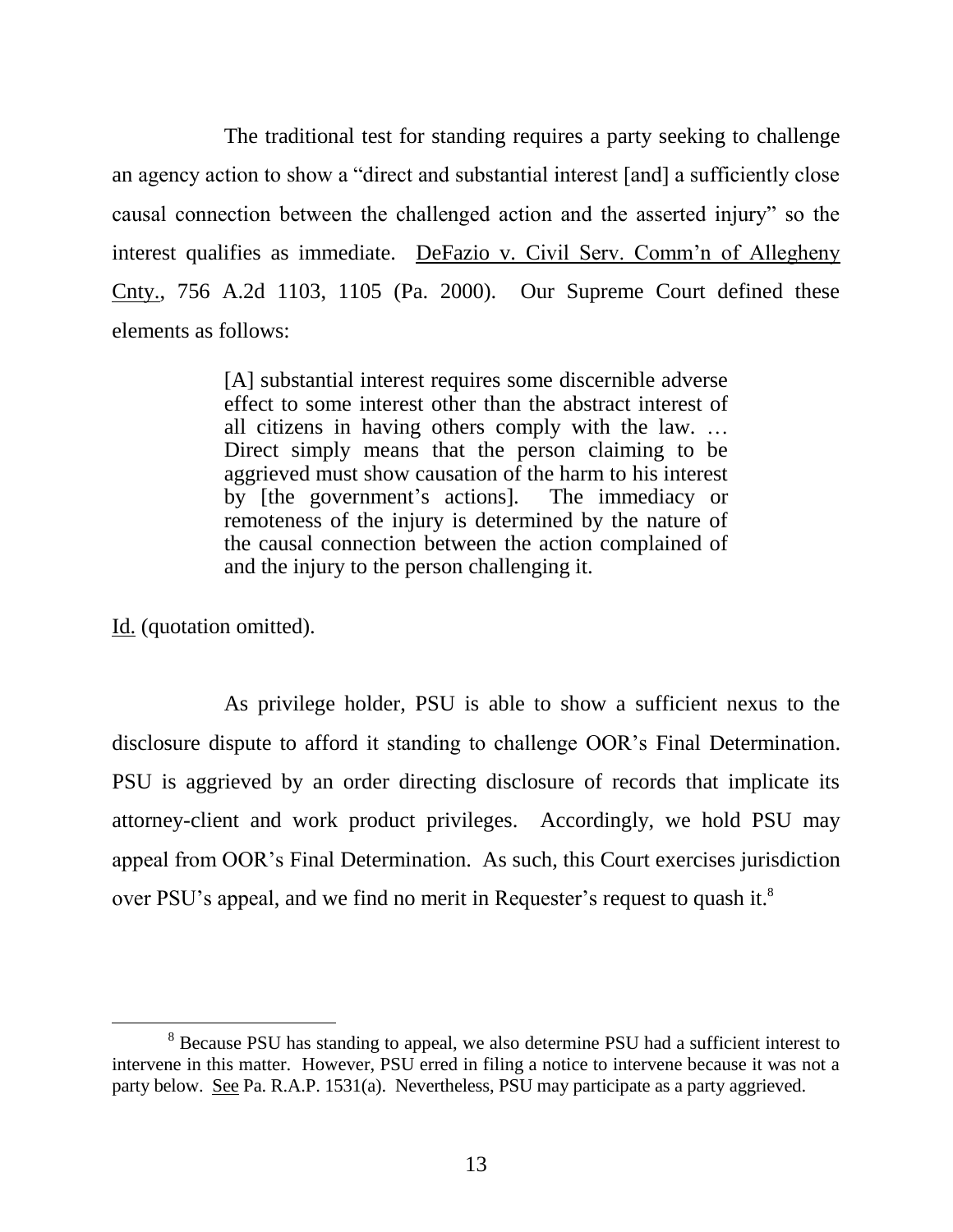The traditional test for standing requires a party seeking to challenge an agency action to show a "direct and substantial interest [and] a sufficiently close causal connection between the challenged action and the asserted injury" so the interest qualifies as immediate. DeFazio v. Civil Serv. Comm'n of Allegheny Cnty., 756 A.2d 1103, 1105 (Pa. 2000). Our Supreme Court defined these elements as follows:

> [A] substantial interest requires some discernible adverse effect to some interest other than the abstract interest of all citizens in having others comply with the law. … Direct simply means that the person claiming to be aggrieved must show causation of the harm to his interest by [the government's actions]. The immediacy or remoteness of the injury is determined by the nature of the causal connection between the action complained of and the injury to the person challenging it.

Id. (quotation omitted).

As privilege holder, PSU is able to show a sufficient nexus to the disclosure dispute to afford it standing to challenge OOR's Final Determination. PSU is aggrieved by an order directing disclosure of records that implicate its attorney-client and work product privileges. Accordingly, we hold PSU may appeal from OOR's Final Determination. As such, this Court exercises jurisdiction over PSU's appeal, and we find no merit in Requester's request to quash it.[8]

---

[8] Because PSU has standing to appeal, we also determine PSU had a sufficient interest to intervene in this matter. However, PSU erred in filing a notice to intervene because it was not a party below. See Pa. R.A.P. 1531(a). Nevertheless, PSU may participate as a party aggrieved.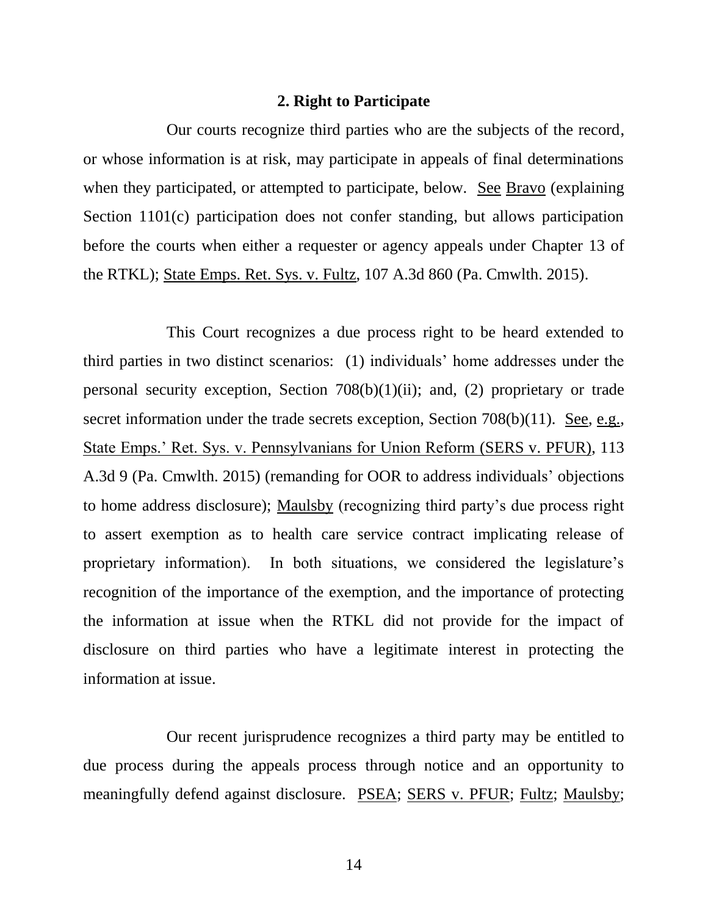### 2. Right to Participate

Our courts recognize third parties who are the subjects of the record, or whose information is at risk, may participate in appeals of final determinations when they participated, or attempted to participate, below. See Bravo (explaining Section 1101(c) participation does not confer standing, but allows participation before the courts when either a requester or agency appeals under Chapter 13 of the RTKL); State Emps. Ret. Sys. v. Fultz, 107 A.3d 860 (Pa. Cmwlth. 2015).

This Court recognizes a due process right to be heard extended to third parties in two distinct scenarios: (1) individuals' home addresses under the personal security exception, Section 708(b)(1)(ii); and, (2) proprietary or trade secret information under the trade secrets exception, Section 708(b)(11). See, e.g., State Emps.' Ret. Sys. v. Pennsylvanians for Union Reform (SERS v. PFUR), 113 A.3d 9 (Pa. Cmwlth. 2015) (remanding for OOR to address individuals' objections to home address disclosure); Maulsby (recognizing third party's due process right to assert exemption as to health care service contract implicating release of proprietary information). In both situations, we considered the legislature's recognition of the importance of the exemption, and the importance of protecting the information at issue when the RTKL did not provide for the impact of disclosure on third parties who have a legitimate interest in protecting the information at issue.

Our recent jurisprudence recognizes a third party may be entitled to due process during the appeals process through notice and an opportunity to meaningfully defend against disclosure. PSEA; SERS v. PFUR; Fultz; Maulsby;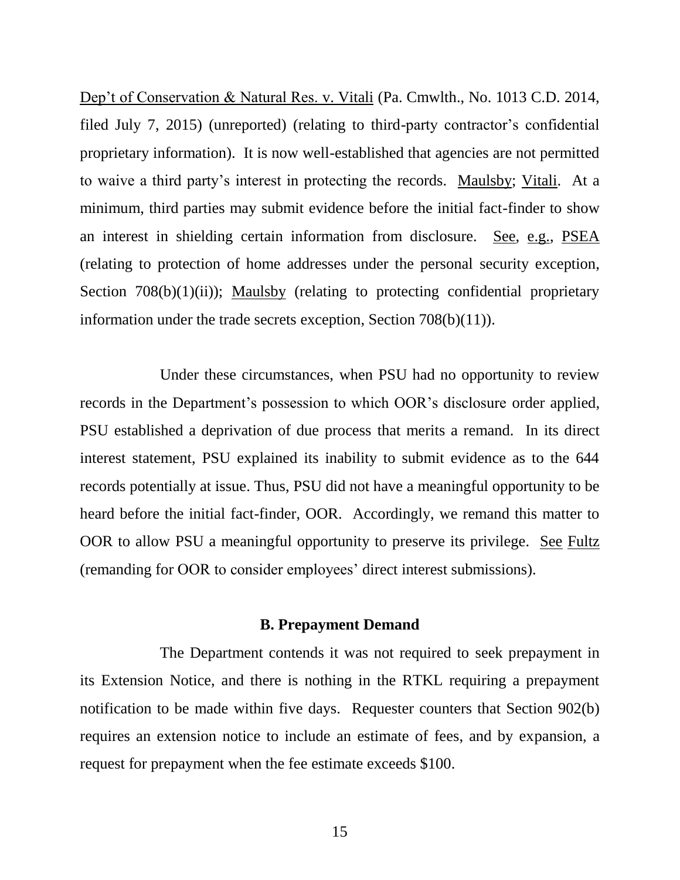Dep't of Conservation & Natural Res. v. Vitali (Pa. Cmwlth., No. 1013 C.D. 2014, filed July 7, 2015) (unreported) (relating to third-party contractor's confidential proprietary information). It is now well-established that agencies are not permitted to waive a third party's interest in protecting the records. Maulsby; Vitali. At a minimum, third parties may submit evidence before the initial fact-finder to show an interest in shielding certain information from disclosure. See, e.g., PSEA (relating to protection of home addresses under the personal security exception, Section 708(b)(1)(ii)); Maulsby (relating to protecting confidential proprietary information under the trade secrets exception, Section 708(b)(11)).

Under these circumstances, when PSU had no opportunity to review records in the Department's possession to which OOR's disclosure order applied, PSU established a deprivation of due process that merits a remand. In its direct interest statement, PSU explained its inability to submit evidence as to the 644 records potentially at issue. Thus, PSU did not have a meaningful opportunity to be heard before the initial fact-finder, OOR. Accordingly, we remand this matter to OOR to allow PSU a meaningful opportunity to preserve its privilege. See Fultz (remanding for OOR to consider employees' direct interest submissions).

### B. Prepayment Demand

The Department contends it was not required to seek prepayment in its Extension Notice, and there is nothing in the RTKL requiring a prepayment notification to be made within five days. Requester counters that Section 902(b) requires an extension notice to include an estimate of fees, and by expansion, a request for prepayment when the fee estimate exceeds $100.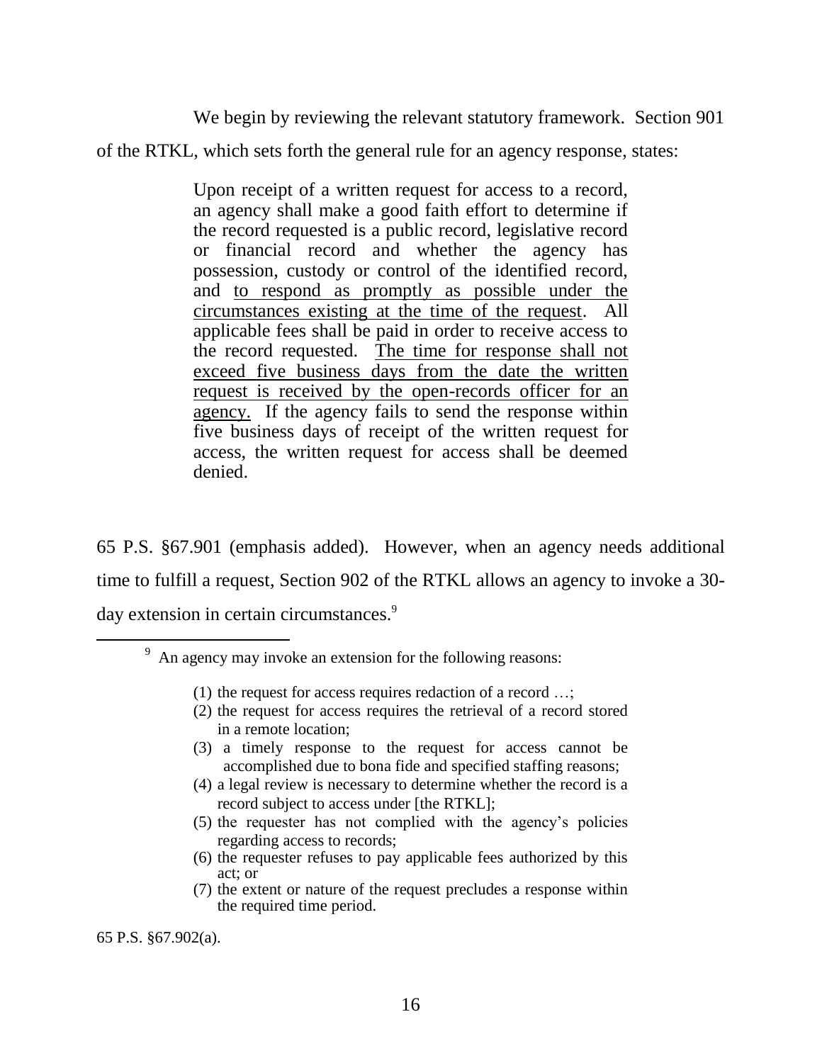We begin by reviewing the relevant statutory framework. Section 901 of the RTKL, which sets forth the general rule for an agency response, states:

> Upon receipt of a written request for access to a record, an agency shall make a good faith effort to determine if the record requested is a public record, legislative record or financial record and whether the agency has possession, custody or control of the identified record, and <u>to respond as promptly as possible under the circumstances existing at the time of the request</u>. All applicable fees shall be paid in order to receive access to the record requested. <u>The time for response shall not exceed five business days from the date the written request is received by the open-records officer for an agency.</u> If the agency fails to send the response within five business days of receipt of the written request for access, the written request for access shall be deemed denied.

65 P.S. §67.901 (emphasis added). However, when an agency needs additional time to fulfill a request, Section 902 of the RTKL allows an agency to invoke a 30-day extension in certain circumstances.[9]

---

[9] An agency may invoke an extension for the following reasons:

> (1) the request for access requires redaction of a record …;
> (2) the request for access requires the retrieval of a record stored in a remote location;
> (3) a timely response to the request for access cannot be accomplished due to bona fide and specified staffing reasons;
> (4) a legal review is necessary to determine whether the record is a record subject to access under [the RTKL];
> (5) the requester has not complied with the agency's policies regarding access to records;
> (6) the requester refuses to pay applicable fees authorized by this act; or
> (7) the extent or nature of the request precludes a response within the required time period.

65 P.S. §67.902(a).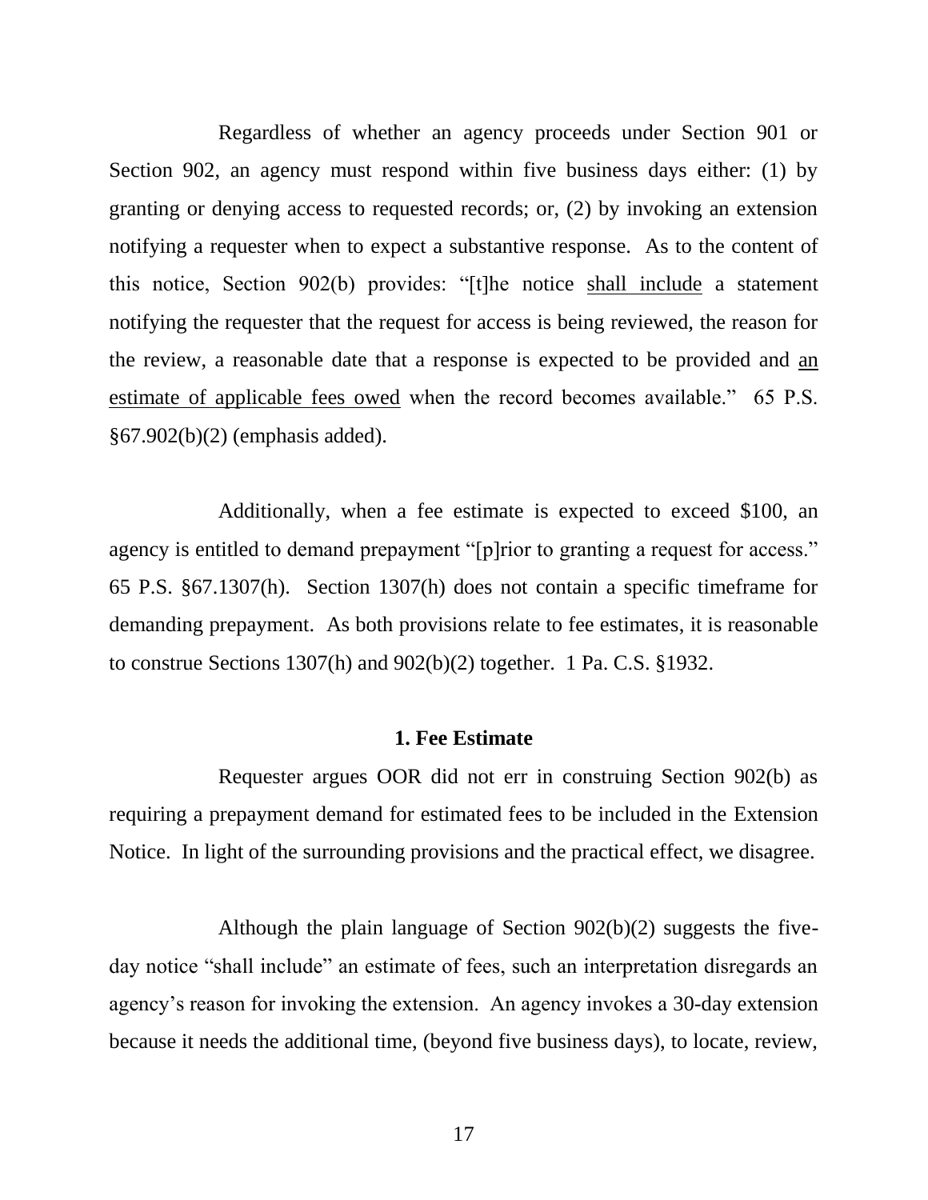Regardless of whether an agency proceeds under Section 901 or Section 902, an agency must respond within five business days either: (1) by granting or denying access to requested records; or, (2) by invoking an extension notifying a requester when to expect a substantive response. As to the content of this notice, Section 902(b) provides: "[t]he notice <u>shall include</u> a statement notifying the requester that the request for access is being reviewed, the reason for the review, a reasonable date that a response is expected to be provided and <u>an estimate of applicable fees owed</u> when the record becomes available." 65 P.S. §67.902(b)(2) (emphasis added).

Additionally, when a fee estimate is expected to exceed $100, an agency is entitled to demand prepayment "[p]rior to granting a request for access." 65 P.S. §67.1307(h). Section 1307(h) does not contain a specific timeframe for demanding prepayment. As both provisions relate to fee estimates, it is reasonable to construe Sections 1307(h) and 902(b)(2) together. 1 Pa. C.S. §1932.

**1. Fee Estimate**

Requester argues OOR did not err in construing Section 902(b) as requiring a prepayment demand for estimated fees to be included in the Extension Notice. In light of the surrounding provisions and the practical effect, we disagree.

Although the plain language of Section 902(b)(2) suggests the five-day notice "shall include" an estimate of fees, such an interpretation disregards an agency's reason for invoking the extension. An agency invokes a 30-day extension because it needs the additional time, (beyond five business days), to locate, review,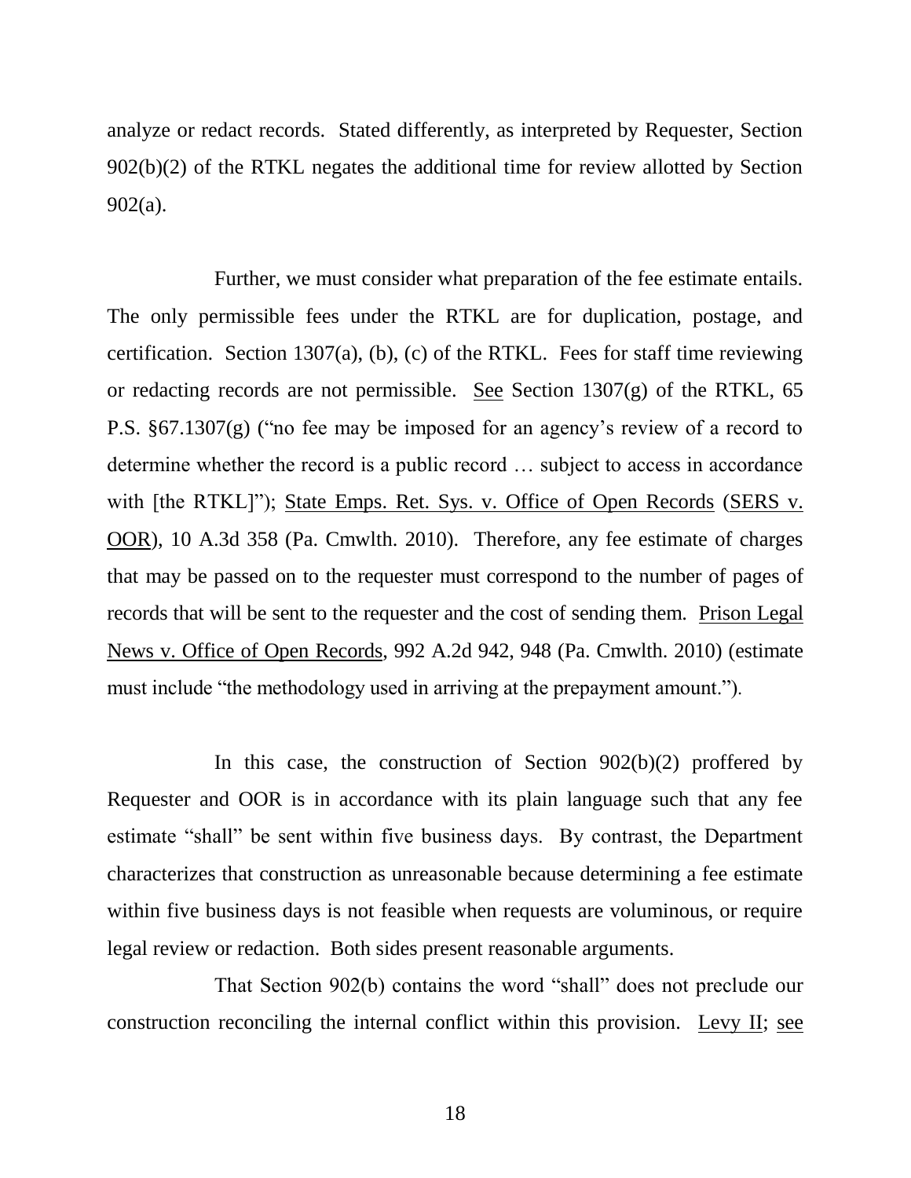analyze or redact records. Stated differently, as interpreted by Requester, Section 902(b)(2) of the RTKL negates the additional time for review allotted by Section 902(a).

Further, we must consider what preparation of the fee estimate entails. The only permissible fees under the RTKL are for duplication, postage, and certification. Section 1307(a), (b), (c) of the RTKL. Fees for staff time reviewing or redacting records are not permissible. See Section 1307(g) of the RTKL, 65 P.S. §67.1307(g) ("no fee may be imposed for an agency's review of a record to determine whether the record is a public record … subject to access in accordance with [the RTKL]"); State Emps. Ret. Sys. v. Office of Open Records (SERS v. OOR), 10 A.3d 358 (Pa. Cmwlth. 2010). Therefore, any fee estimate of charges that may be passed on to the requester must correspond to the number of pages of records that will be sent to the requester and the cost of sending them. Prison Legal News v. Office of Open Records, 992 A.2d 942, 948 (Pa. Cmwlth. 2010) (estimate must include "the methodology used in arriving at the prepayment amount.").

In this case, the construction of Section 902(b)(2) proffered by Requester and OOR is in accordance with its plain language such that any fee estimate "shall" be sent within five business days. By contrast, the Department characterizes that construction as unreasonable because determining a fee estimate within five business days is not feasible when requests are voluminous, or require legal review or redaction. Both sides present reasonable arguments.

That Section 902(b) contains the word "shall" does not preclude our construction reconciling the internal conflict within this provision. Levy II; see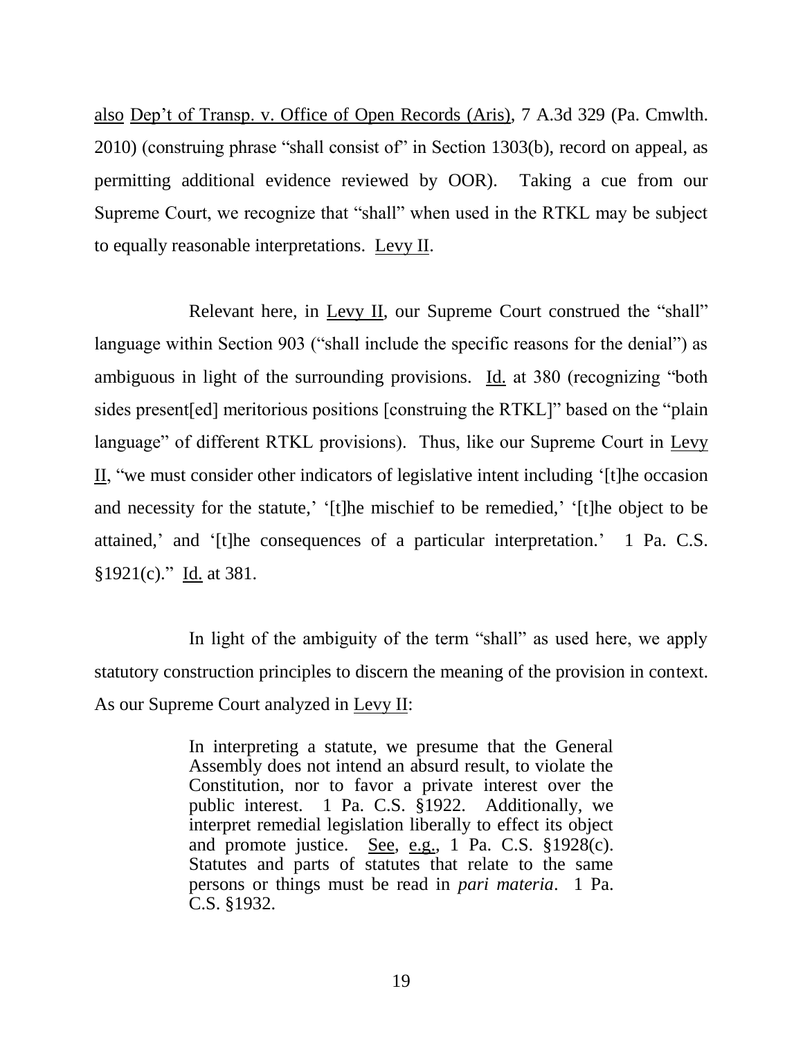also Dep't of Transp. v. Office of Open Records (Aris), 7 A.3d 329 (Pa. Cmwlth. 2010) (construing phrase "shall consist of" in Section 1303(b), record on appeal, as permitting additional evidence reviewed by OOR). Taking a cue from our Supreme Court, we recognize that "shall" when used in the RTKL may be subject to equally reasonable interpretations. Levy II.

Relevant here, in Levy II, our Supreme Court construed the "shall" language within Section 903 ("shall include the specific reasons for the denial") as ambiguous in light of the surrounding provisions. Id. at 380 (recognizing "both sides present[ed] meritorious positions [construing the RTKL]" based on the "plain language" of different RTKL provisions). Thus, like our Supreme Court in Levy II, "we must consider other indicators of legislative intent including '[t]he occasion and necessity for the statute,' '[t]he mischief to be remedied,' '[t]he object to be attained,' and '[t]he consequences of a particular interpretation.' 1 Pa. C.S. §1921(c)." Id. at 381.

In light of the ambiguity of the term "shall" as used here, we apply statutory construction principles to discern the meaning of the provision in context. As our Supreme Court analyzed in Levy II:

> In interpreting a statute, we presume that the General Assembly does not intend an absurd result, to violate the Constitution, nor to favor a private interest over the public interest. 1 Pa. C.S. §1922. Additionally, we interpret remedial legislation liberally to effect its object and promote justice. See, e.g., 1 Pa. C.S. §1928(c). Statutes and parts of statutes that relate to the same persons or things must be read in *pari materia*. 1 Pa. C.S. §1932.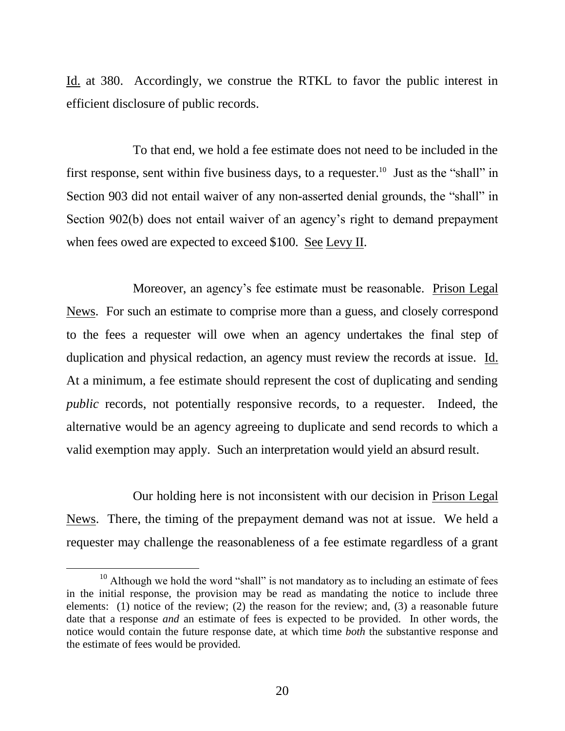Id. at 380. Accordingly, we construe the RTKL to favor the public interest in efficient disclosure of public records.

To that end, we hold a fee estimate does not need to be included in the first response, sent within five business days, to a requester.[10] Just as the "shall" in Section 903 did not entail waiver of any non-asserted denial grounds, the "shall" in Section 902(b) does not entail waiver of an agency's right to demand prepayment when fees owed are expected to exceed $100. See Levy II.

Moreover, an agency's fee estimate must be reasonable. Prison Legal News. For such an estimate to comprise more than a guess, and closely correspond to the fees a requester will owe when an agency undertakes the final step of duplication and physical redaction, an agency must review the records at issue. Id. At a minimum, a fee estimate should represent the cost of duplicating and sending *public* records, not potentially responsive records, to a requester. Indeed, the alternative would be an agency agreeing to duplicate and send records to which a valid exemption may apply. Such an interpretation would yield an absurd result.

Our holding here is not inconsistent with our decision in Prison Legal News. There, the timing of the prepayment demand was not at issue. We held a requester may challenge the reasonableness of a fee estimate regardless of a grant

[10] Although we hold the word "shall" is not mandatory as to including an estimate of fees in the initial response, the provision may be read as mandating the notice to include three elements: (1) notice of the review; (2) the reason for the review; and, (3) a reasonable future date that a response *and* an estimate of fees is expected to be provided. In other words, the notice would contain the future response date, at which time *both* the substantive response and the estimate of fees would be provided.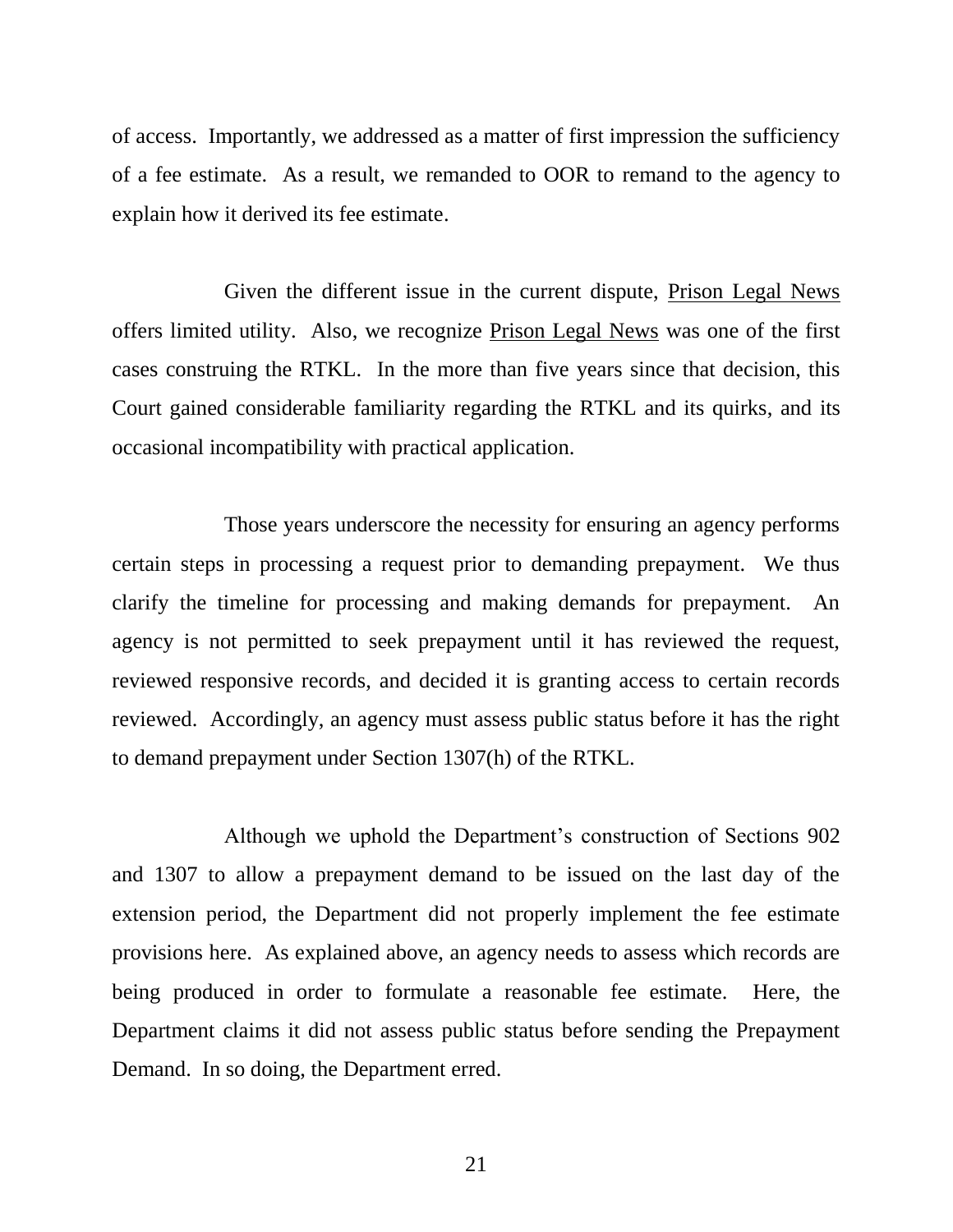of access. Importantly, we addressed as a matter of first impression the sufficiency of a fee estimate. As a result, we remanded to OOR to remand to the agency to explain how it derived its fee estimate.

Given the different issue in the current dispute, Prison Legal News offers limited utility. Also, we recognize Prison Legal News was one of the first cases construing the RTKL. In the more than five years since that decision, this Court gained considerable familiarity regarding the RTKL and its quirks, and its occasional incompatibility with practical application.

Those years underscore the necessity for ensuring an agency performs certain steps in processing a request prior to demanding prepayment. We thus clarify the timeline for processing and making demands for prepayment. An agency is not permitted to seek prepayment until it has reviewed the request, reviewed responsive records, and decided it is granting access to certain records reviewed. Accordingly, an agency must assess public status before it has the right to demand prepayment under Section 1307(h) of the RTKL.

Although we uphold the Department's construction of Sections 902 and 1307 to allow a prepayment demand to be issued on the last day of the extension period, the Department did not properly implement the fee estimate provisions here. As explained above, an agency needs to assess which records are being produced in order to formulate a reasonable fee estimate. Here, the Department claims it did not assess public status before sending the Prepayment Demand. In so doing, the Department erred.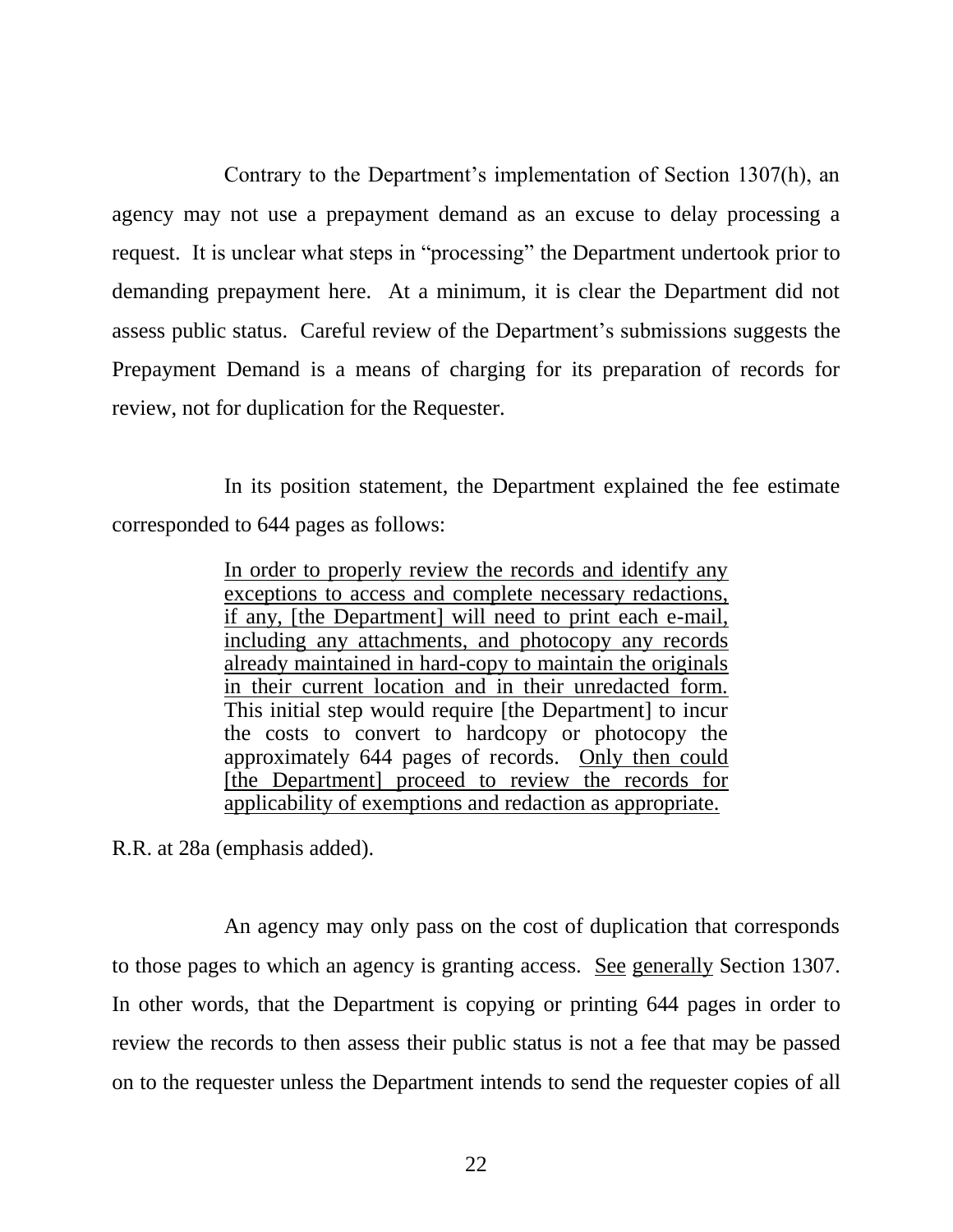Contrary to the Department's implementation of Section 1307(h), an agency may not use a prepayment demand as an excuse to delay processing a request. It is unclear what steps in "processing" the Department undertook prior to demanding prepayment here. At a minimum, it is clear the Department did not assess public status. Careful review of the Department's submissions suggests the Prepayment Demand is a means of charging for its preparation of records for review, not for duplication for the Requester.

In its position statement, the Department explained the fee estimate corresponded to 644 pages as follows:

> <u>In order to properly review the records and identify any exceptions to access and complete necessary redactions, if any, [the Department] will need to print each e-mail, including any attachments, and photocopy any records already maintained in hard-copy to maintain the originals in their current location and in their unredacted form.</u> This initial step would require [the Department] to incur the costs to convert to hardcopy or photocopy the approximately 644 pages of records. <u>Only then could [the Department] proceed to review the records for applicability of exemptions and redaction as appropriate.</u>

R.R. at 28a (emphasis added).

An agency may only pass on the cost of duplication that corresponds to those pages to which an agency is granting access. <u>See generally</u> Section 1307. In other words, that the Department is copying or printing 644 pages in order to review the records to then assess their public status is not a fee that may be passed on to the requester unless the Department intends to send the requester copies of all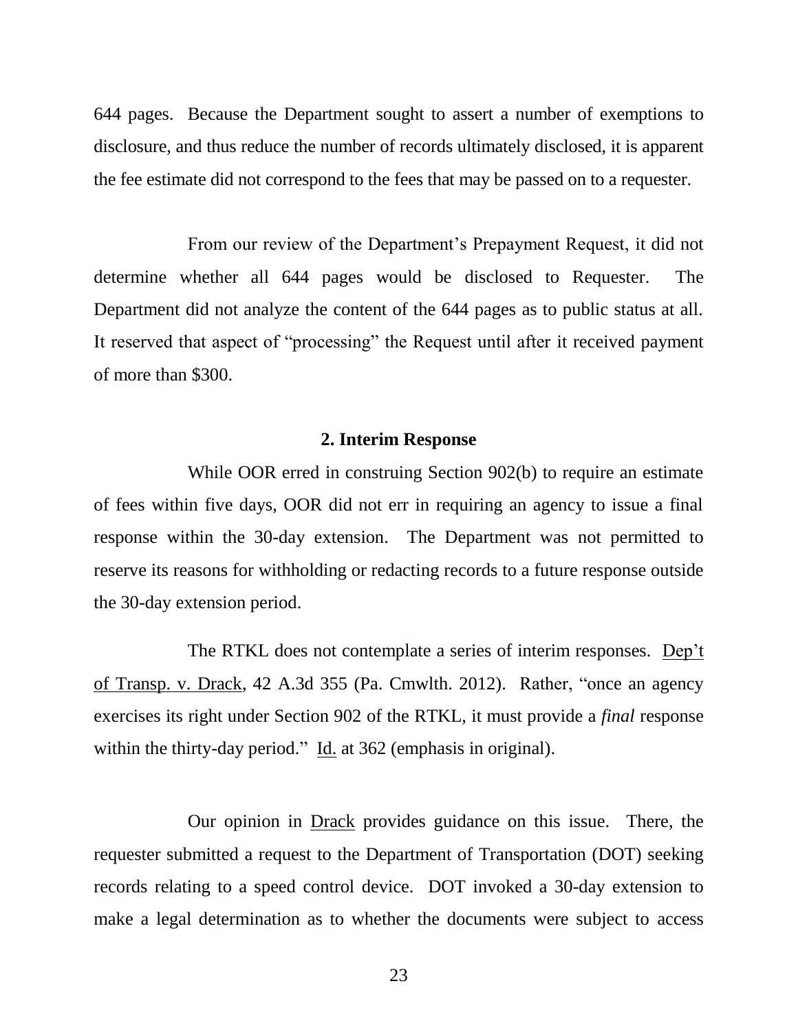644 pages. Because the Department sought to assert a number of exemptions to disclosure, and thus reduce the number of records ultimately disclosed, it is apparent the fee estimate did not correspond to the fees that may be passed on to a requester.

From our review of the Department's Prepayment Request, it did not determine whether all 644 pages would be disclosed to Requester. The Department did not analyze the content of the 644 pages as to public status at all. It reserved that aspect of "processing" the Request until after it received payment of more than $300.

**2. Interim Response**

While OOR erred in construing Section 902(b) to require an estimate of fees within five days, OOR did not err in requiring an agency to issue a final response within the 30-day extension. The Department was not permitted to reserve its reasons for withholding or redacting records to a future response outside the 30-day extension period.

The RTKL does not contemplate a series of interim responses. Dep't of Transp. v. Drack, 42 A.3d 355 (Pa. Cmwlth. 2012). Rather, "once an agency exercises its right under Section 902 of the RTKL, it must provide a *final* response within the thirty-day period." Id. at 362 (emphasis in original).

Our opinion in Drack provides guidance on this issue. There, the requester submitted a request to the Department of Transportation (DOT) seeking records relating to a speed control device. DOT invoked a 30-day extension to make a legal determination as to whether the documents were subject to access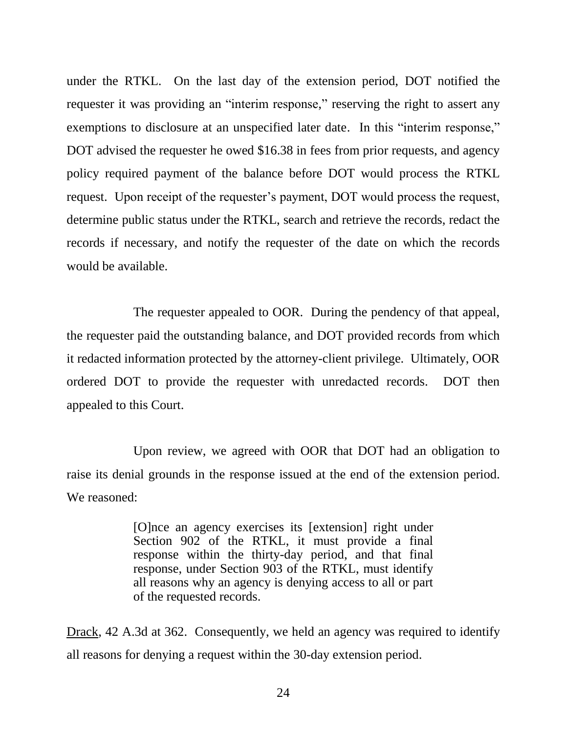under the RTKL. On the last day of the extension period, DOT notified the requester it was providing an "interim response," reserving the right to assert any exemptions to disclosure at an unspecified later date. In this "interim response," DOT advised the requester he owed $16.38 in fees from prior requests, and agency policy required payment of the balance before DOT would process the RTKL request. Upon receipt of the requester's payment, DOT would process the request, determine public status under the RTKL, search and retrieve the records, redact the records if necessary, and notify the requester of the date on which the records would be available.

The requester appealed to OOR. During the pendency of that appeal, the requester paid the outstanding balance, and DOT provided records from which it redacted information protected by the attorney-client privilege. Ultimately, OOR ordered DOT to provide the requester with unredacted records. DOT then appealed to this Court.

Upon review, we agreed with OOR that DOT had an obligation to raise its denial grounds in the response issued at the end of the extension period. We reasoned:

> [O]nce an agency exercises its [extension] right under Section 902 of the RTKL, it must provide a final response within the thirty-day period, and that final response, under Section 903 of the RTKL, must identify all reasons why an agency is denying access to all or part of the requested records.

Drack, 42 A.3d at 362. Consequently, we held an agency was required to identify all reasons for denying a request within the 30-day extension period.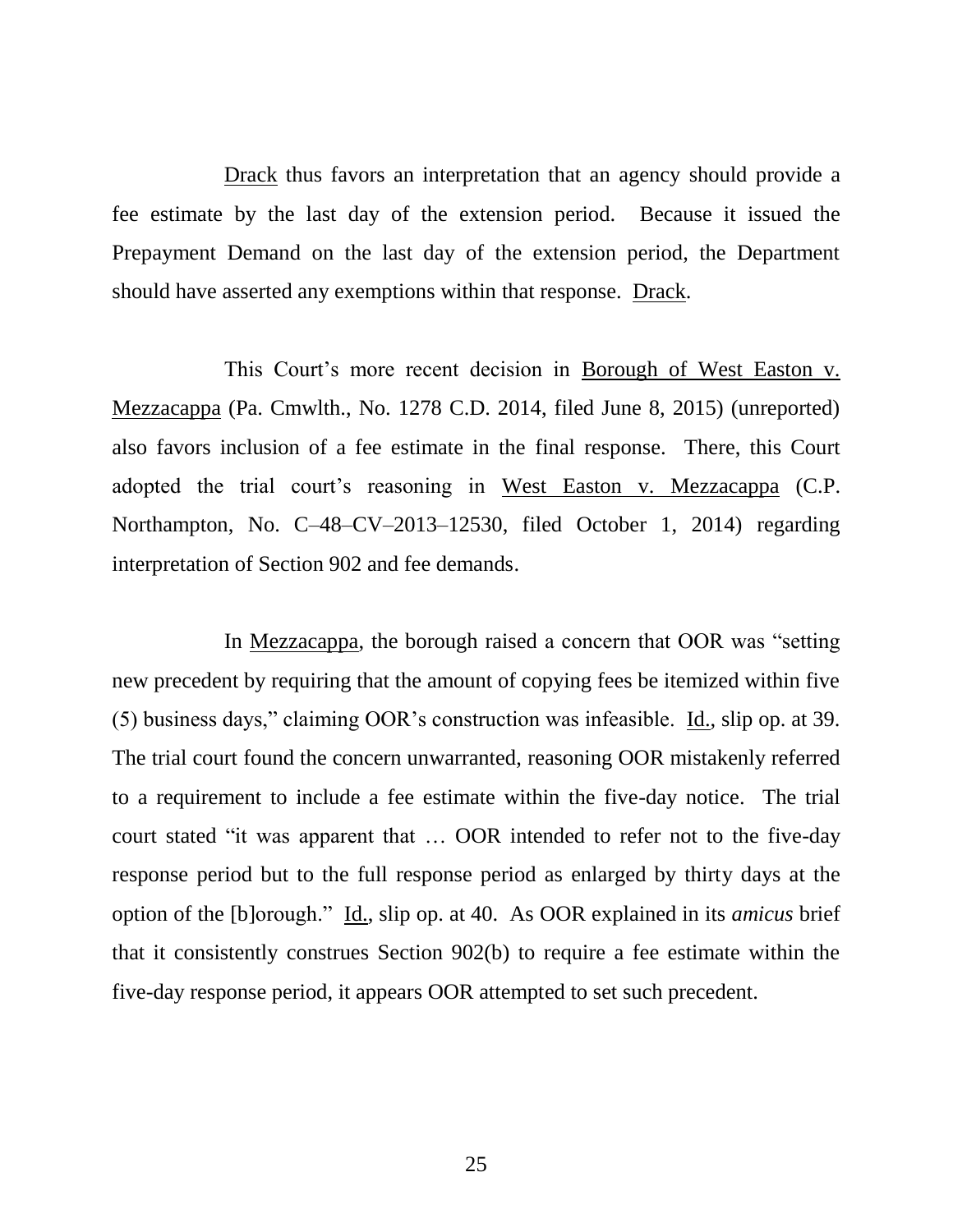Drack thus favors an interpretation that an agency should provide a fee estimate by the last day of the extension period. Because it issued the Prepayment Demand on the last day of the extension period, the Department should have asserted any exemptions within that response. Drack.

This Court's more recent decision in Borough of West Easton v. Mezzacappa (Pa. Cmwlth., No. 1278 C.D. 2014, filed June 8, 2015) (unreported) also favors inclusion of a fee estimate in the final response. There, this Court adopted the trial court's reasoning in West Easton v. Mezzacappa (C.P. Northampton, No. C–48–CV–2013–12530, filed October 1, 2014) regarding interpretation of Section 902 and fee demands.

In Mezzacappa, the borough raised a concern that OOR was "setting new precedent by requiring that the amount of copying fees be itemized within five (5) business days," claiming OOR's construction was infeasible. Id., slip op. at 39. The trial court found the concern unwarranted, reasoning OOR mistakenly referred to a requirement to include a fee estimate within the five-day notice. The trial court stated "it was apparent that … OOR intended to refer not to the five-day response period but to the full response period as enlarged by thirty days at the option of the [b]orough." Id., slip op. at 40. As OOR explained in its *amicus* brief that it consistently construes Section 902(b) to require a fee estimate within the five-day response period, it appears OOR attempted to set such precedent.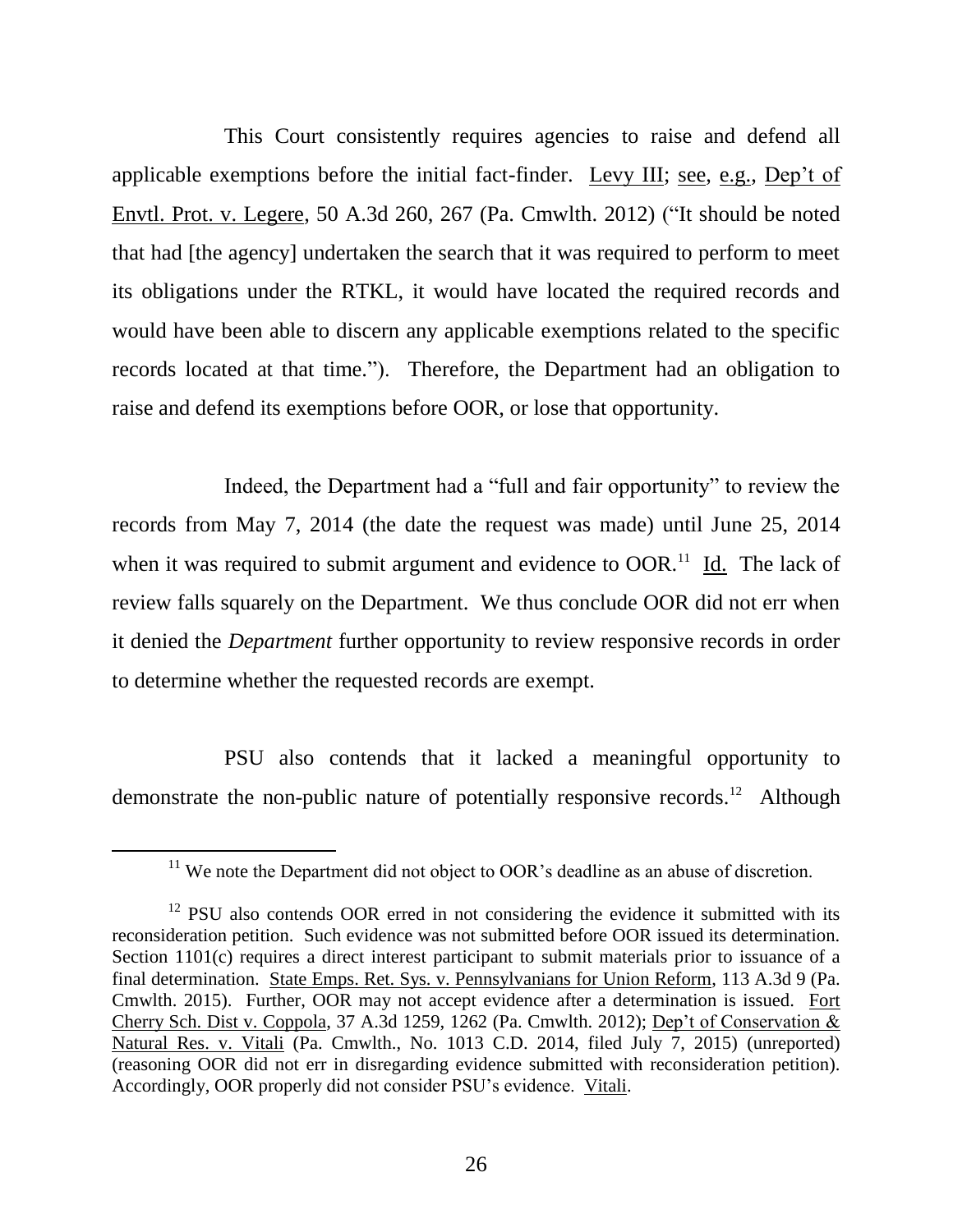This Court consistently requires agencies to raise and defend all applicable exemptions before the initial fact-finder. Levy III; see, e.g., Dep't of Envtl. Prot. v. Legere, 50 A.3d 260, 267 (Pa. Cmwlth. 2012) ("It should be noted that had [the agency] undertaken the search that it was required to perform to meet its obligations under the RTKL, it would have located the required records and would have been able to discern any applicable exemptions related to the specific records located at that time."). Therefore, the Department had an obligation to raise and defend its exemptions before OOR, or lose that opportunity.

Indeed, the Department had a "full and fair opportunity" to review the records from May 7, 2014 (the date the request was made) until June 25, 2014 when it was required to submit argument and evidence to OOR.[11] Id. The lack of review falls squarely on the Department. We thus conclude OOR did not err when it denied the *Department* further opportunity to review responsive records in order to determine whether the requested records are exempt.

PSU also contends that it lacked a meaningful opportunity to demonstrate the non-public nature of potentially responsive records.[12] Although

---

[11] We note the Department did not object to OOR's deadline as an abuse of discretion.

[12] PSU also contends OOR erred in not considering the evidence it submitted with its reconsideration petition. Such evidence was not submitted before OOR issued its determination. Section 1101(c) requires a direct interest participant to submit materials prior to issuance of a final determination. State Emps. Ret. Sys. v. Pennsylvanians for Union Reform, 113 A.3d 9 (Pa. Cmwlth. 2015). Further, OOR may not accept evidence after a determination is issued. Fort Cherry Sch. Dist v. Coppola, 37 A.3d 1259, 1262 (Pa. Cmwlth. 2012); Dep't of Conservation & Natural Res. v. Vitali (Pa. Cmwlth., No. 1013 C.D. 2014, filed July 7, 2015) (unreported) (reasoning OOR did not err in disregarding evidence submitted with reconsideration petition). Accordingly, OOR properly did not consider PSU's evidence. Vitali.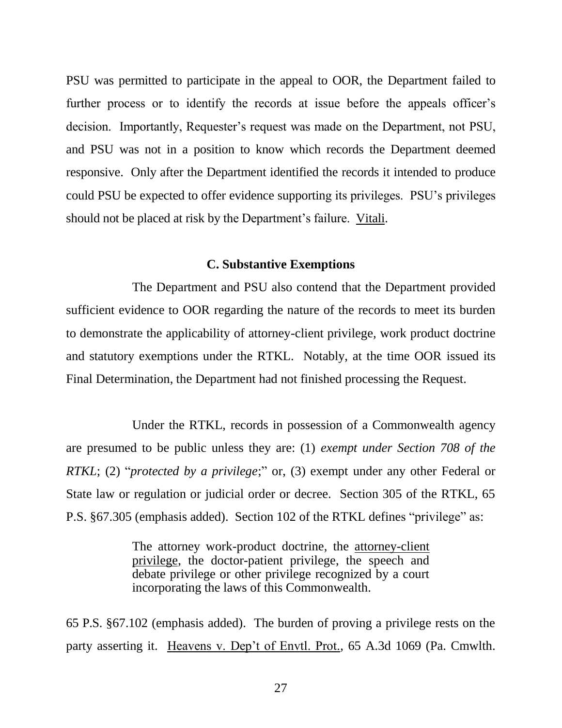PSU was permitted to participate in the appeal to OOR, the Department failed to further process or to identify the records at issue before the appeals officer's decision. Importantly, Requester's request was made on the Department, not PSU, and PSU was not in a position to know which records the Department deemed responsive. Only after the Department identified the records it intended to produce could PSU be expected to offer evidence supporting its privileges. PSU's privileges should not be placed at risk by the Department's failure. Vitali.

### C. Substantive Exemptions

The Department and PSU also contend that the Department provided sufficient evidence to OOR regarding the nature of the records to meet its burden to demonstrate the applicability of attorney-client privilege, work product doctrine and statutory exemptions under the RTKL. Notably, at the time OOR issued its Final Determination, the Department had not finished processing the Request.

Under the RTKL, records in possession of a Commonwealth agency are presumed to be public unless they are: (1) *exempt under Section 708 of the RTKL*; (2) "*protected by a privilege*;" or, (3) exempt under any other Federal or State law or regulation or judicial order or decree. Section 305 of the RTKL, 65 P.S. §67.305 (emphasis added). Section 102 of the RTKL defines "privilege" as:

> The attorney work-product doctrine, the attorney-client privilege, the doctor-patient privilege, the speech and debate privilege or other privilege recognized by a court incorporating the laws of this Commonwealth.

65 P.S. §67.102 (emphasis added). The burden of proving a privilege rests on the party asserting it. Heavens v. Dep't of Envtl. Prot., 65 A.3d 1069 (Pa. Cmwlth.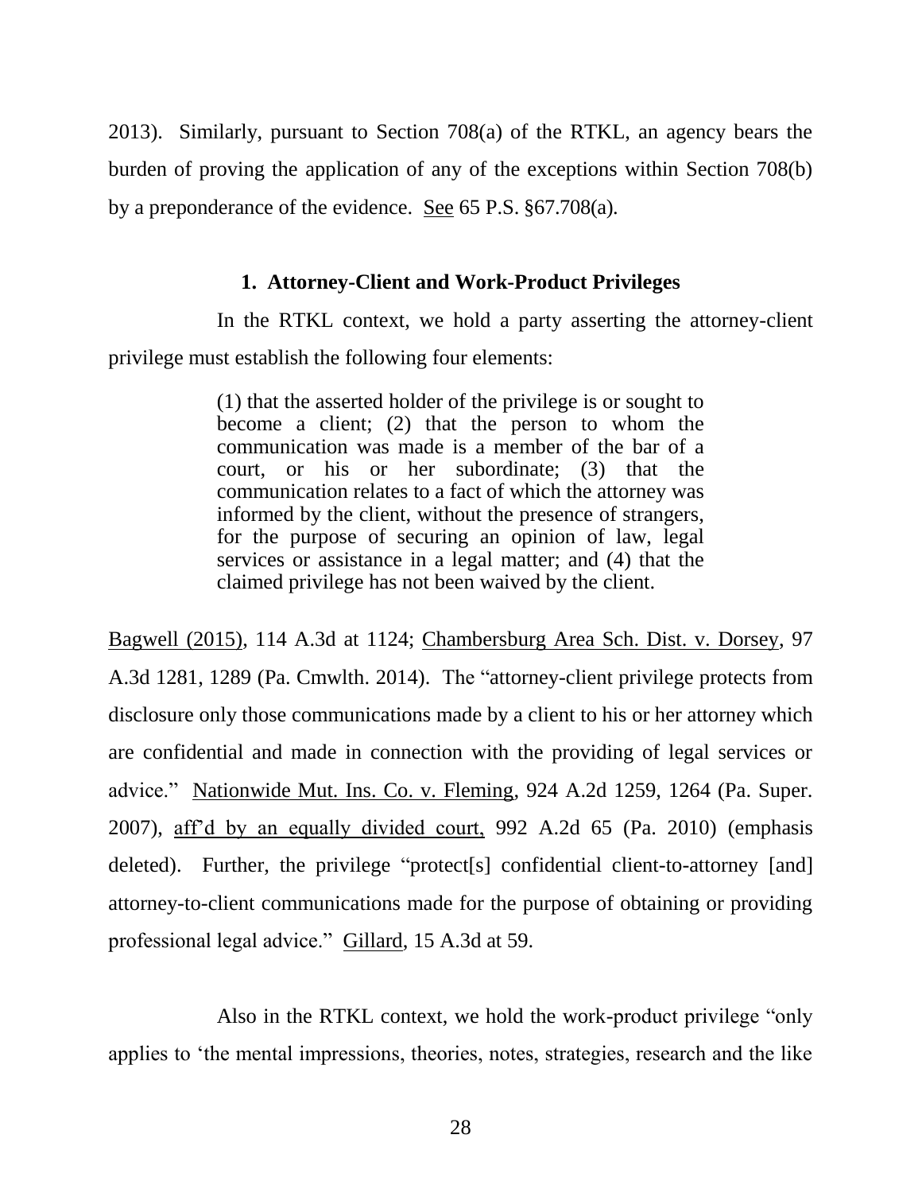2013). Similarly, pursuant to Section 708(a) of the RTKL, an agency bears the burden of proving the application of any of the exceptions within Section 708(b) by a preponderance of the evidence. See 65 P.S. §67.708(a).

### 1. Attorney-Client and Work-Product Privileges

In the RTKL context, we hold a party asserting the attorney-client privilege must establish the following four elements:

> (1) that the asserted holder of the privilege is or sought to become a client; (2) that the person to whom the communication was made is a member of the bar of a court, or his or her subordinate; (3) that the communication relates to a fact of which the attorney was informed by the client, without the presence of strangers, for the purpose of securing an opinion of law, legal services or assistance in a legal matter; and (4) that the claimed privilege has not been waived by the client.

Bagwell (2015), 114 A.3d at 1124; Chambersburg Area Sch. Dist. v. Dorsey, 97 A.3d 1281, 1289 (Pa. Cmwlth. 2014). The "attorney-client privilege protects from disclosure only those communications made by a client to his or her attorney which are confidential and made in connection with the providing of legal services or advice." Nationwide Mut. Ins. Co. v. Fleming, 924 A.2d 1259, 1264 (Pa. Super. 2007), aff'd by an equally divided court, 992 A.2d 65 (Pa. 2010) (emphasis deleted). Further, the privilege "protect[s] confidential client-to-attorney [and] attorney-to-client communications made for the purpose of obtaining or providing professional legal advice." Gillard, 15 A.3d at 59.

Also in the RTKL context, we hold the work-product privilege "only applies to 'the mental impressions, theories, notes, strategies, research and the like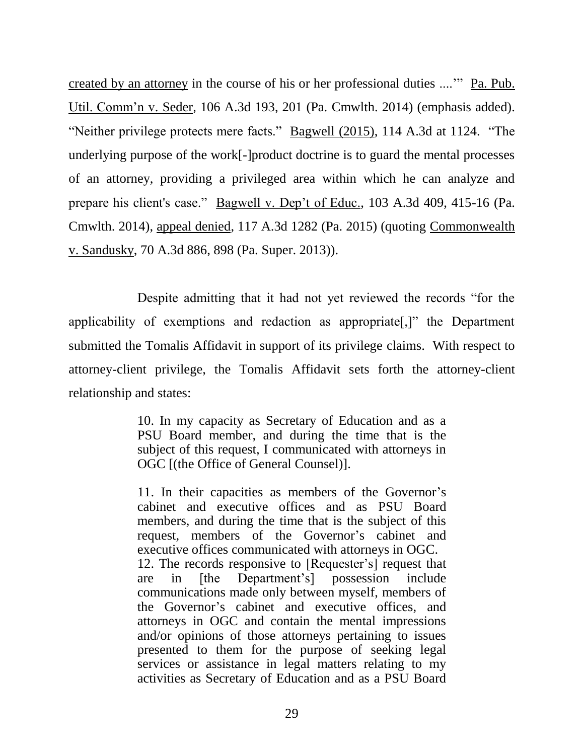created by an attorney in the course of his or her professional duties ....'" Pa. Pub. Util. Comm'n v. Seder, 106 A.3d 193, 201 (Pa. Cmwlth. 2014) (emphasis added). "Neither privilege protects mere facts." Bagwell (2015), 114 A.3d at 1124. "The underlying purpose of the work[-]product doctrine is to guard the mental processes of an attorney, providing a privileged area within which he can analyze and prepare his client's case." Bagwell v. Dep't of Educ., 103 A.3d 409, 415-16 (Pa. Cmwlth. 2014), appeal denied, 117 A.3d 1282 (Pa. 2015) (quoting Commonwealth v. Sandusky, 70 A.3d 886, 898 (Pa. Super. 2013)).

Despite admitting that it had not yet reviewed the records "for the applicability of exemptions and redaction as appropriate[,]" the Department submitted the Tomalis Affidavit in support of its privilege claims. With respect to attorney-client privilege, the Tomalis Affidavit sets forth the attorney-client relationship and states:

> 10. In my capacity as Secretary of Education and as a PSU Board member, and during the time that is the subject of this request, I communicated with attorneys in OGC [(the Office of General Counsel)].
>
> 11. In their capacities as members of the Governor's cabinet and executive offices and as PSU Board members, and during the time that is the subject of this request, members of the Governor's cabinet and executive offices communicated with attorneys in OGC.
>
> 12. The records responsive to [Requester's] request that are in [the Department's] possession include communications made only between myself, members of the Governor's cabinet and executive offices, and attorneys in OGC and contain the mental impressions and/or opinions of those attorneys pertaining to issues presented to them for the purpose of seeking legal services or assistance in legal matters relating to my activities as Secretary of Education and as a PSU Board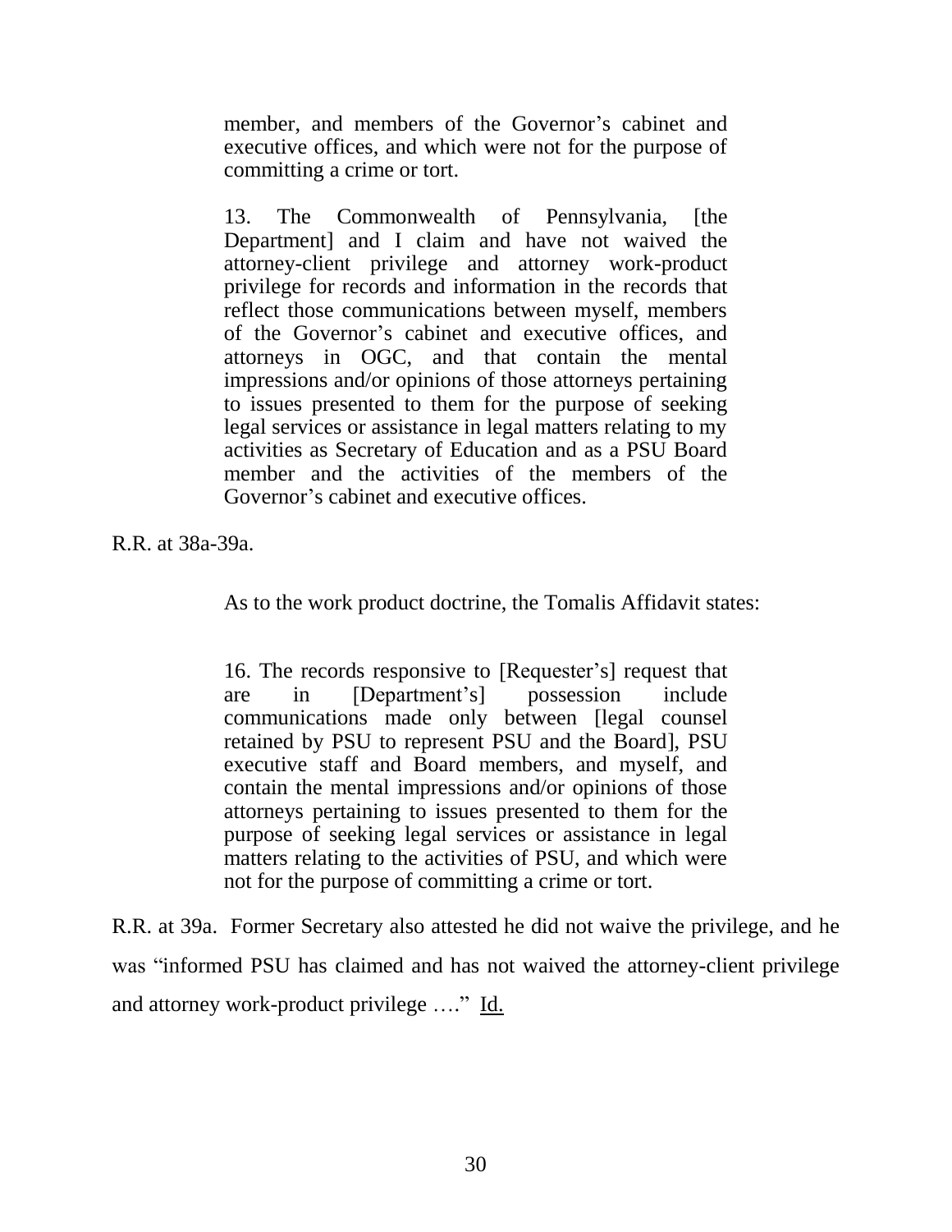> member, and members of the Governor's cabinet and executive offices, and which were not for the purpose of committing a crime or tort.
>
> 13. The Commonwealth of Pennsylvania, [the Department] and I claim and have not waived the attorney-client privilege and attorney work-product privilege for records and information in the records that reflect those communications between myself, members of the Governor's cabinet and executive offices, and attorneys in OGC, and that contain the mental impressions and/or opinions of those attorneys pertaining to issues presented to them for the purpose of seeking legal services or assistance in legal matters relating to my activities as Secretary of Education and as a PSU Board member and the activities of the members of the Governor's cabinet and executive offices.

R.R. at 38a-39a.

As to the work product doctrine, the Tomalis Affidavit states:

> 16. The records responsive to [Requester's] request that are in [Department's] possession include communications made only between [legal counsel retained by PSU to represent PSU and the Board], PSU executive staff and Board members, and myself, and contain the mental impressions and/or opinions of those attorneys pertaining to issues presented to them for the purpose of seeking legal services or assistance in legal matters relating to the activities of PSU, and which were not for the purpose of committing a crime or tort.

R.R. at 39a. Former Secretary also attested he did not waive the privilege, and he was "informed PSU has claimed and has not waived the attorney-client privilege and attorney work-product privilege …." Id.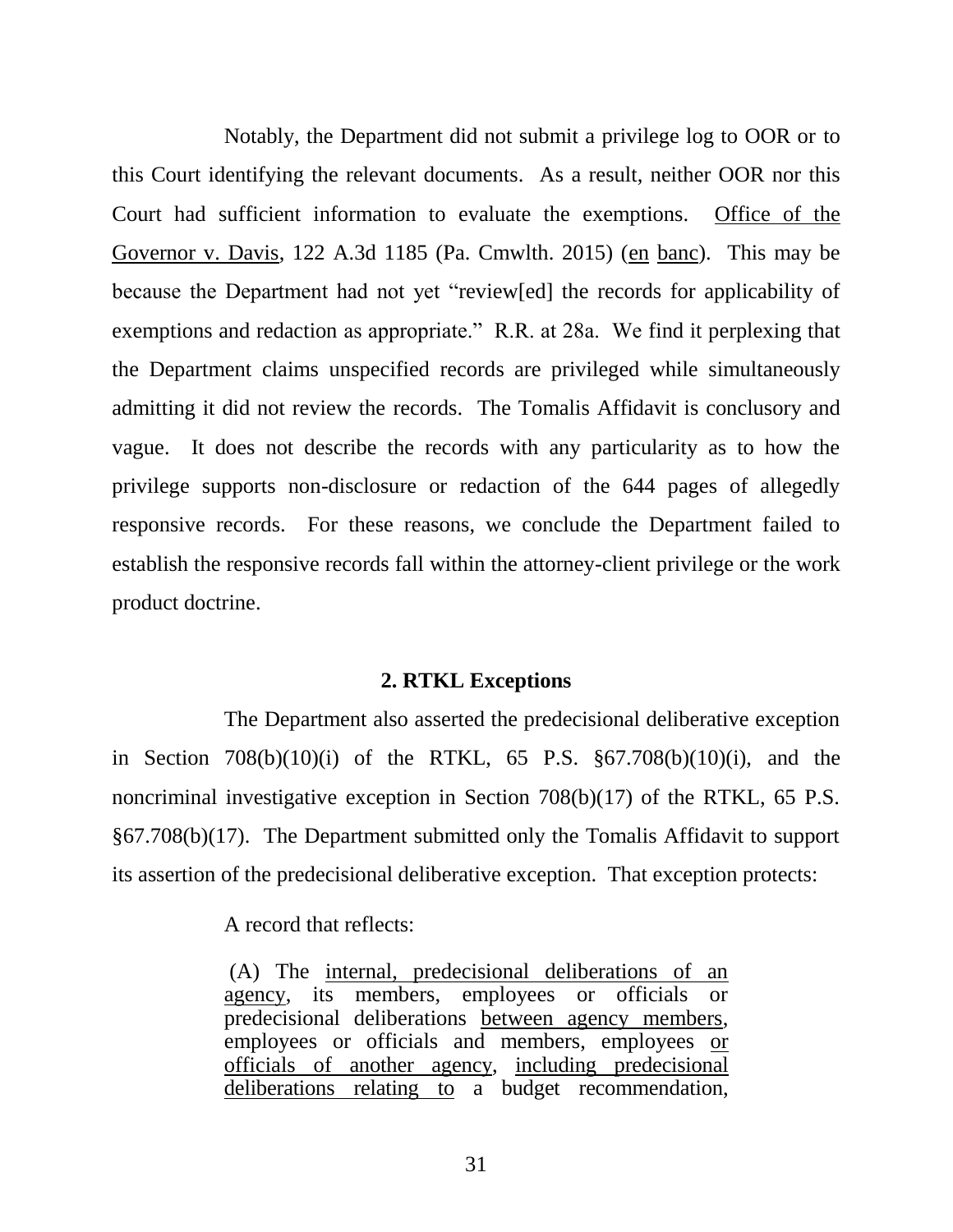Notably, the Department did not submit a privilege log to OOR or to this Court identifying the relevant documents. As a result, neither OOR nor this Court had sufficient information to evaluate the exemptions. Office of the Governor v. Davis, 122 A.3d 1185 (Pa. Cmwlth. 2015) (en banc). This may be because the Department had not yet "review[ed] the records for applicability of exemptions and redaction as appropriate." R.R. at 28a. We find it perplexing that the Department claims unspecified records are privileged while simultaneously admitting it did not review the records. The Tomalis Affidavit is conclusory and vague. It does not describe the records with any particularity as to how the privilege supports non-disclosure or redaction of the 644 pages of allegedly responsive records. For these reasons, we conclude the Department failed to establish the responsive records fall within the attorney-client privilege or the work product doctrine.

**2. RTKL Exceptions**

The Department also asserted the predecisional deliberative exception in Section 708(b)(10)(i) of the RTKL, 65 P.S. §67.708(b)(10)(i), and the noncriminal investigative exception in Section 708(b)(17) of the RTKL, 65 P.S. §67.708(b)(17). The Department submitted only the Tomalis Affidavit to support its assertion of the predecisional deliberative exception. That exception protects:

> A record that reflects:
>
> (A) The internal, predecisional deliberations of an agency, its members, employees or officials or predecisional deliberations between agency members, employees or officials and members, employees or officials of another agency, including predecisional deliberations relating to a budget recommendation,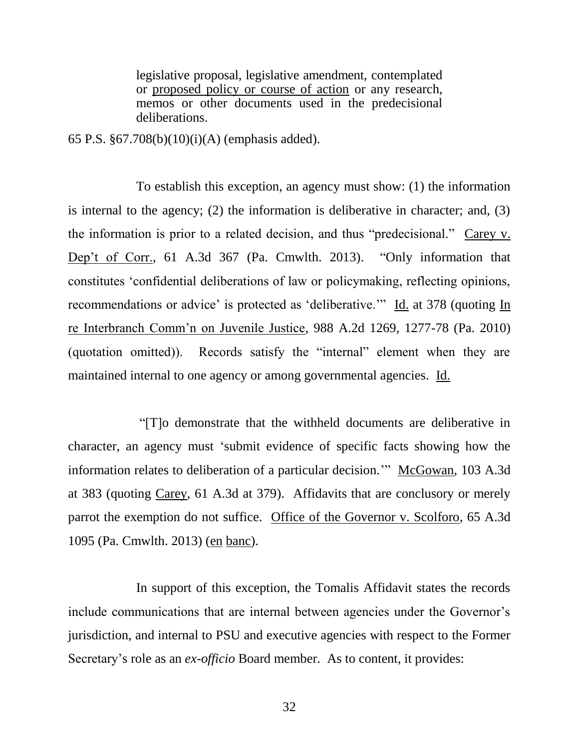> legislative proposal, legislative amendment, contemplated or <u>proposed policy or course of action</u> or any research, memos or other documents used in the predecisional deliberations.

65 P.S. §67.708(b)(10)(i)(A) (emphasis added).

To establish this exception, an agency must show: (1) the information is internal to the agency; (2) the information is deliberative in character; and, (3) the information is prior to a related decision, and thus "predecisional." <u>Carey v. Dep't of Corr.</u>, 61 A.3d 367 (Pa. Cmwlth. 2013). "Only information that constitutes 'confidential deliberations of law or policymaking, reflecting opinions, recommendations or advice' is protected as 'deliberative.'" <u>Id.</u> at 378 (quoting <u>In re Interbranch Comm'n on Juvenile Justice</u>, 988 A.2d 1269, 1277-78 (Pa. 2010) (quotation omitted)). Records satisfy the "internal" element when they are maintained internal to one agency or among governmental agencies. <u>Id.</u>

"[T]o demonstrate that the withheld documents are deliberative in character, an agency must 'submit evidence of specific facts showing how the information relates to deliberation of a particular decision.'" <u>McGowan</u>, 103 A.3d at 383 (quoting <u>Carey</u>, 61 A.3d at 379). Affidavits that are conclusory or merely parrot the exemption do not suffice. <u>Office of the Governor v. Scolforo</u>, 65 A.3d 1095 (Pa. Cmwlth. 2013) (<u>en banc</u>).

In support of this exception, the Tomalis Affidavit states the records include communications that are internal between agencies under the Governor's jurisdiction, and internal to PSU and executive agencies with respect to the Former Secretary's role as an *ex-officio* Board member. As to content, it provides: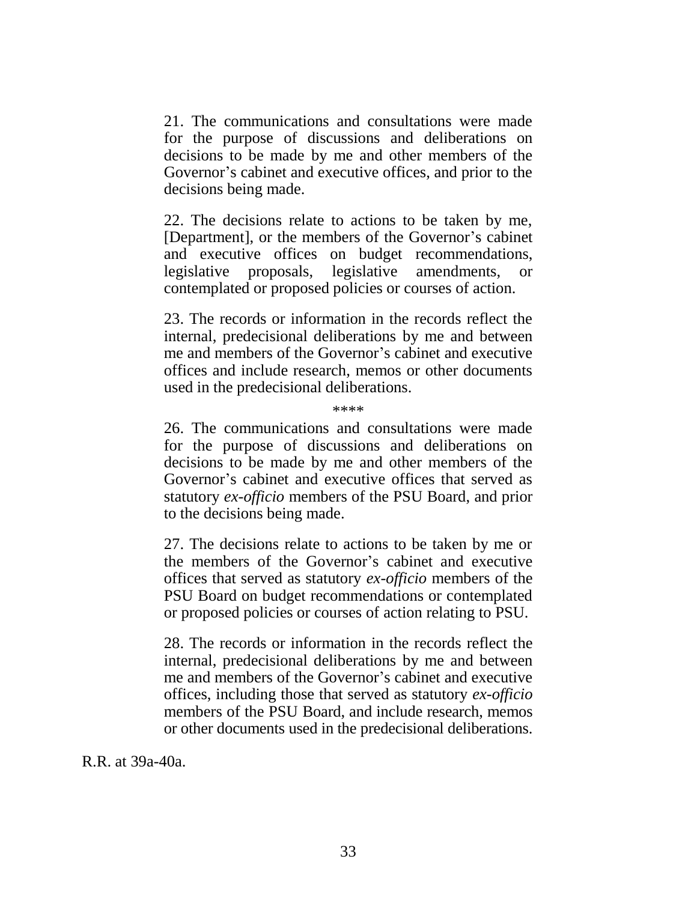> 21. The communications and consultations were made for the purpose of discussions and deliberations on decisions to be made by me and other members of the Governor's cabinet and executive offices, and prior to the decisions being made.
>
> 22. The decisions relate to actions to be taken by me, [Department], or the members of the Governor's cabinet and executive offices on budget recommendations, legislative proposals, legislative amendments, or contemplated or proposed policies or courses of action.
>
> 23. The records or information in the records reflect the internal, predecisional deliberations by me and between me and members of the Governor's cabinet and executive offices and include research, memos or other documents used in the predecisional deliberations.
>
> \*\*\*\*
>
> 26. The communications and consultations were made for the purpose of discussions and deliberations on decisions to be made by me and other members of the Governor's cabinet and executive offices that served as statutory *ex-officio* members of the PSU Board, and prior to the decisions being made.
>
> 27. The decisions relate to actions to be taken by me or the members of the Governor's cabinet and executive offices that served as statutory *ex-officio* members of the PSU Board on budget recommendations or contemplated or proposed policies or courses of action relating to PSU.
>
> 28. The records or information in the records reflect the internal, predecisional deliberations by me and between me and members of the Governor's cabinet and executive offices, including those that served as statutory *ex-officio* members of the PSU Board, and include research, memos or other documents used in the predecisional deliberations.

R.R. at 39a-40a.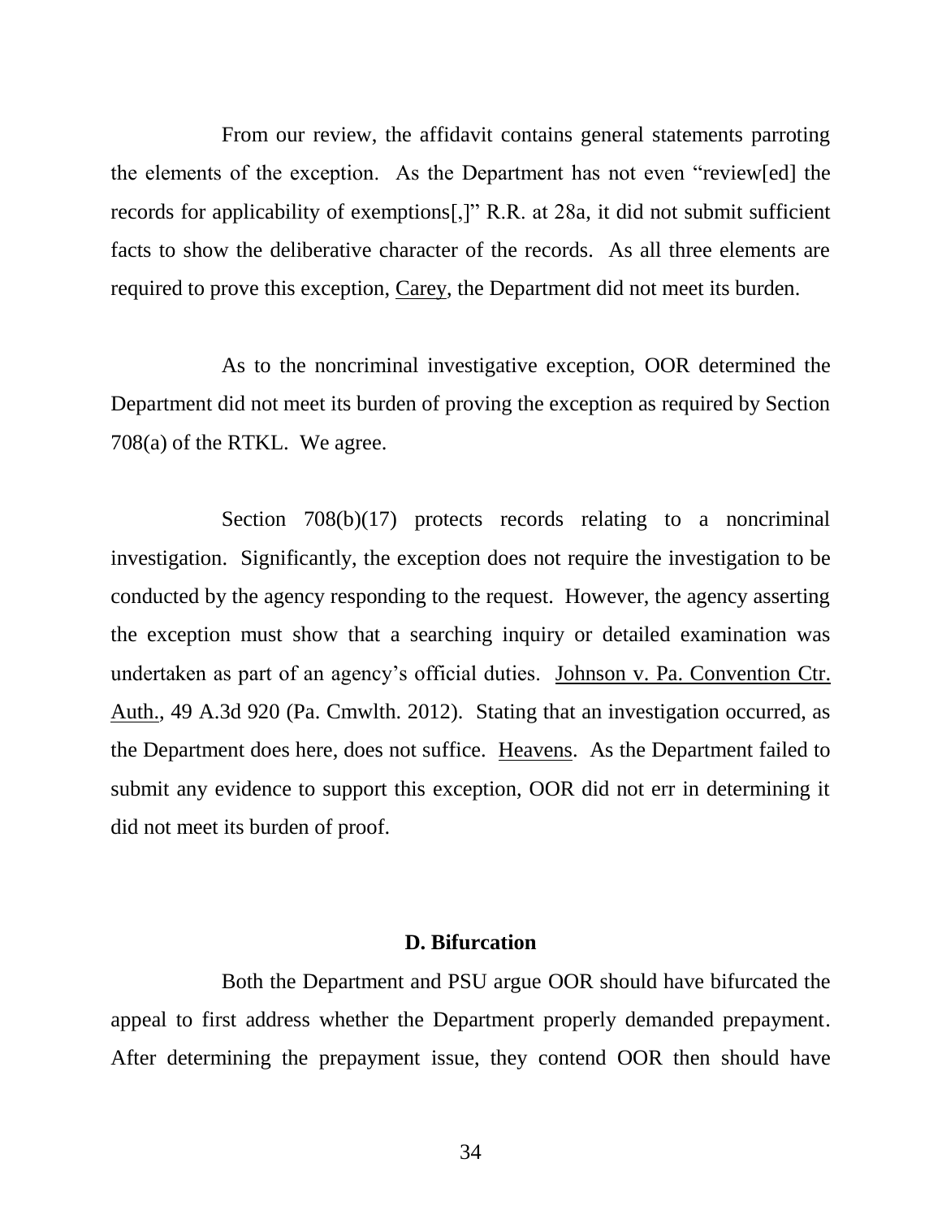From our review, the affidavit contains general statements parroting the elements of the exception. As the Department has not even "review[ed] the records for applicability of exemptions[,]" R.R. at 28a, it did not submit sufficient facts to show the deliberative character of the records. As all three elements are required to prove this exception, Carey, the Department did not meet its burden.

As to the noncriminal investigative exception, OOR determined the Department did not meet its burden of proving the exception as required by Section 708(a) of the RTKL. We agree.

Section 708(b)(17) protects records relating to a noncriminal investigation. Significantly, the exception does not require the investigation to be conducted by the agency responding to the request. However, the agency asserting the exception must show that a searching inquiry or detailed examination was undertaken as part of an agency's official duties. Johnson v. Pa. Convention Ctr. Auth., 49 A.3d 920 (Pa. Cmwlth. 2012). Stating that an investigation occurred, as the Department does here, does not suffice. Heavens. As the Department failed to submit any evidence to support this exception, OOR did not err in determining it did not meet its burden of proof.

### D. Bifurcation

Both the Department and PSU argue OOR should have bifurcated the appeal to first address whether the Department properly demanded prepayment. After determining the prepayment issue, they contend OOR then should have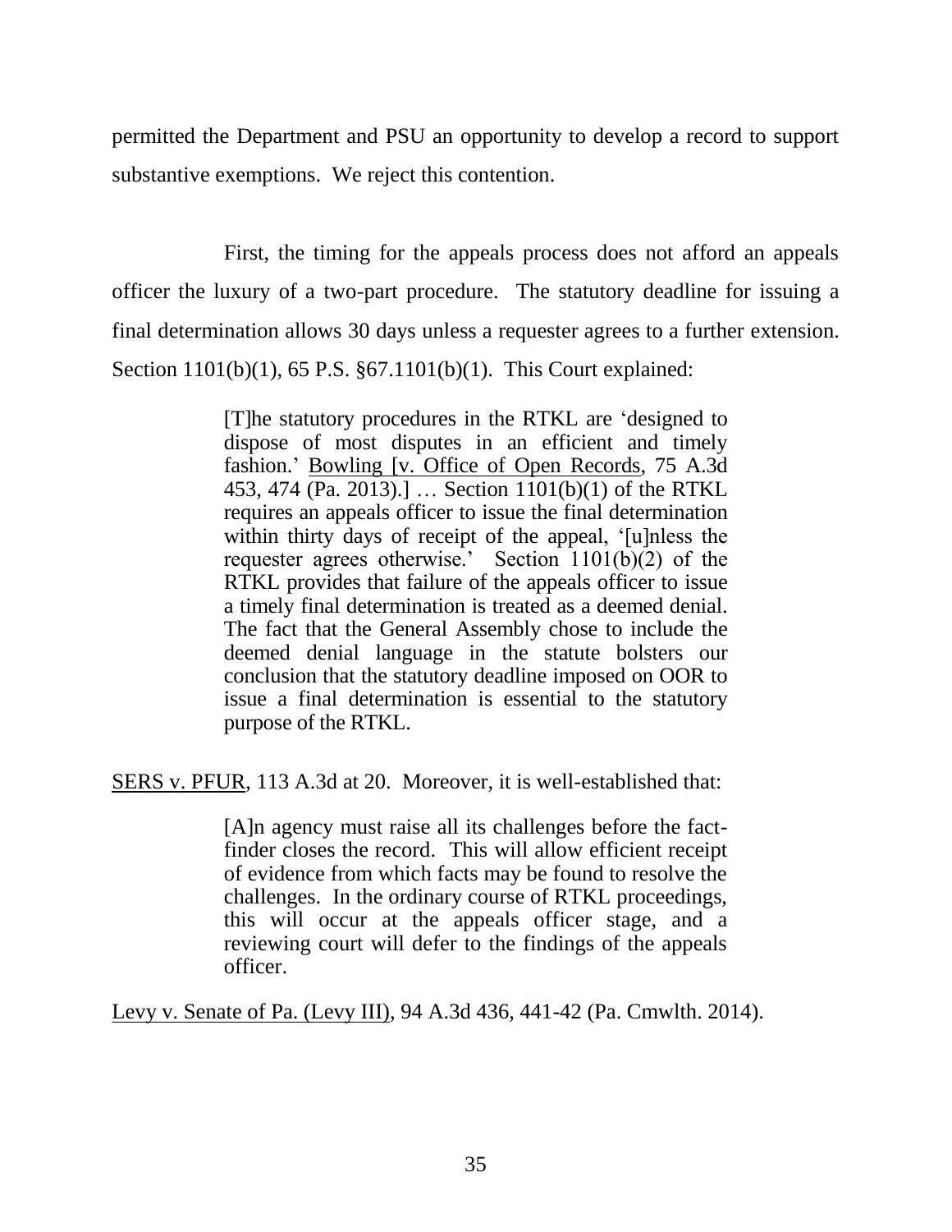permitted the Department and PSU an opportunity to develop a record to support substantive exemptions. We reject this contention.

First, the timing for the appeals process does not afford an appeals officer the luxury of a two-part procedure. The statutory deadline for issuing a final determination allows 30 days unless a requester agrees to a further extension. Section 1101(b)(1), 65 P.S. §67.1101(b)(1). This Court explained:

> [T]he statutory procedures in the RTKL are 'designed to dispose of most disputes in an efficient and timely fashion.' Bowling [v. Office of Open Records, 75 A.3d 453, 474 (Pa. 2013).] … Section 1101(b)(1) of the RTKL requires an appeals officer to issue the final determination within thirty days of receipt of the appeal, '[u]nless the requester agrees otherwise.' Section 1101(b)(2) of the RTKL provides that failure of the appeals officer to issue a timely final determination is treated as a deemed denial. The fact that the General Assembly chose to include the deemed denial language in the statute bolsters our conclusion that the statutory deadline imposed on OOR to issue a final determination is essential to the statutory purpose of the RTKL.

SERS v. PFUR, 113 A.3d at 20. Moreover, it is well-established that:

> [A]n agency must raise all its challenges before the fact-finder closes the record. This will allow efficient receipt of evidence from which facts may be found to resolve the challenges. In the ordinary course of RTKL proceedings, this will occur at the appeals officer stage, and a reviewing court will defer to the findings of the appeals officer.

Levy v. Senate of Pa. (Levy III), 94 A.3d 436, 441-42 (Pa. Cmwlth. 2014).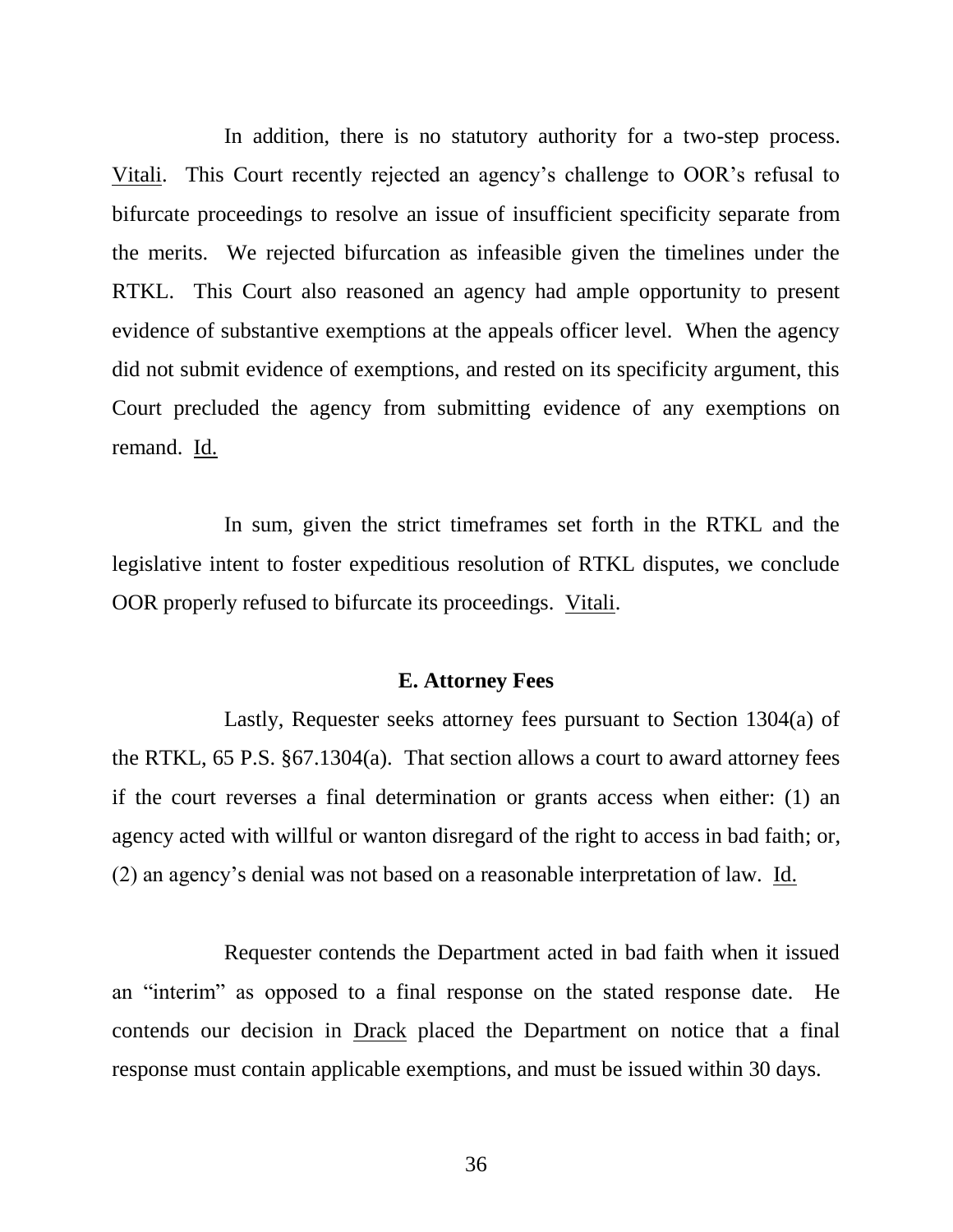In addition, there is no statutory authority for a two-step process. Vitali. This Court recently rejected an agency's challenge to OOR's refusal to bifurcate proceedings to resolve an issue of insufficient specificity separate from the merits. We rejected bifurcation as infeasible given the timelines under the RTKL. This Court also reasoned an agency had ample opportunity to present evidence of substantive exemptions at the appeals officer level. When the agency did not submit evidence of exemptions, and rested on its specificity argument, this Court precluded the agency from submitting evidence of any exemptions on remand. Id.

In sum, given the strict timeframes set forth in the RTKL and the legislative intent to foster expeditious resolution of RTKL disputes, we conclude OOR properly refused to bifurcate its proceedings. Vitali.

### E. Attorney Fees

Lastly, Requester seeks attorney fees pursuant to Section 1304(a) of the RTKL, 65 P.S. §67.1304(a). That section allows a court to award attorney fees if the court reverses a final determination or grants access when either: (1) an agency acted with willful or wanton disregard of the right to access in bad faith; or, (2) an agency's denial was not based on a reasonable interpretation of law. Id.

Requester contends the Department acted in bad faith when it issued an "interim" as opposed to a final response on the stated response date. He contends our decision in Drack placed the Department on notice that a final response must contain applicable exemptions, and must be issued within 30 days.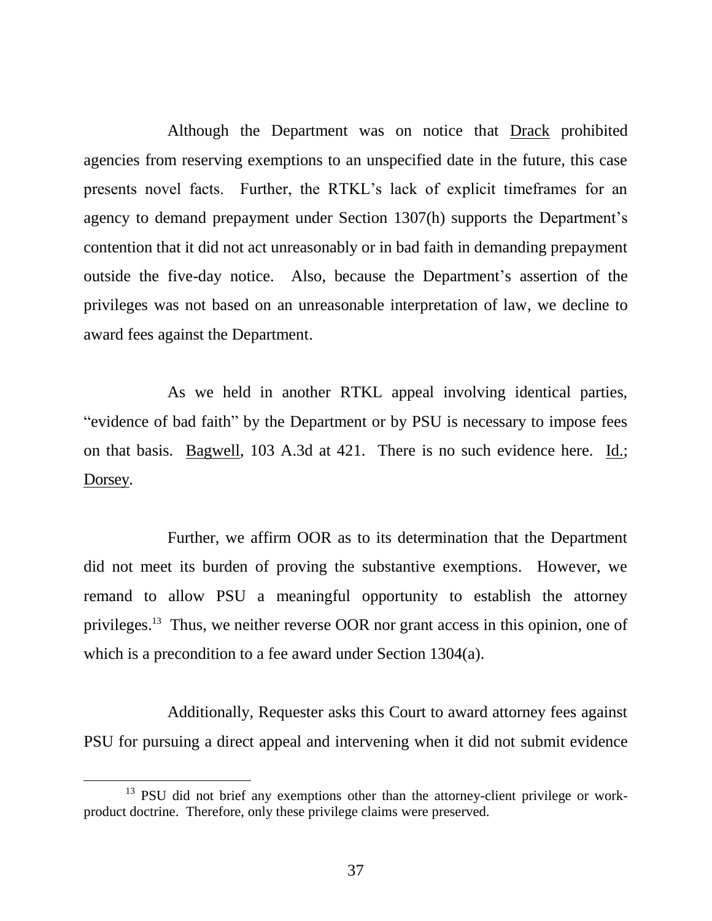Although the Department was on notice that Drack prohibited agencies from reserving exemptions to an unspecified date in the future, this case presents novel facts. Further, the RTKL's lack of explicit timeframes for an agency to demand prepayment under Section 1307(h) supports the Department's contention that it did not act unreasonably or in bad faith in demanding prepayment outside the five-day notice. Also, because the Department's assertion of the privileges was not based on an unreasonable interpretation of law, we decline to award fees against the Department.

As we held in another RTKL appeal involving identical parties, "evidence of bad faith" by the Department or by PSU is necessary to impose fees on that basis. Bagwell, 103 A.3d at 421. There is no such evidence here. Id.; Dorsey.

Further, we affirm OOR as to its determination that the Department did not meet its burden of proving the substantive exemptions. However, we remand to allow PSU a meaningful opportunity to establish the attorney privileges.[13] Thus, we neither reverse OOR nor grant access in this opinion, one of which is a precondition to a fee award under Section 1304(a).

Additionally, Requester asks this Court to award attorney fees against PSU for pursuing a direct appeal and intervening when it did not submit evidence

---

[13] PSU did not brief any exemptions other than the attorney-client privilege or work-product doctrine. Therefore, only these privilege claims were preserved.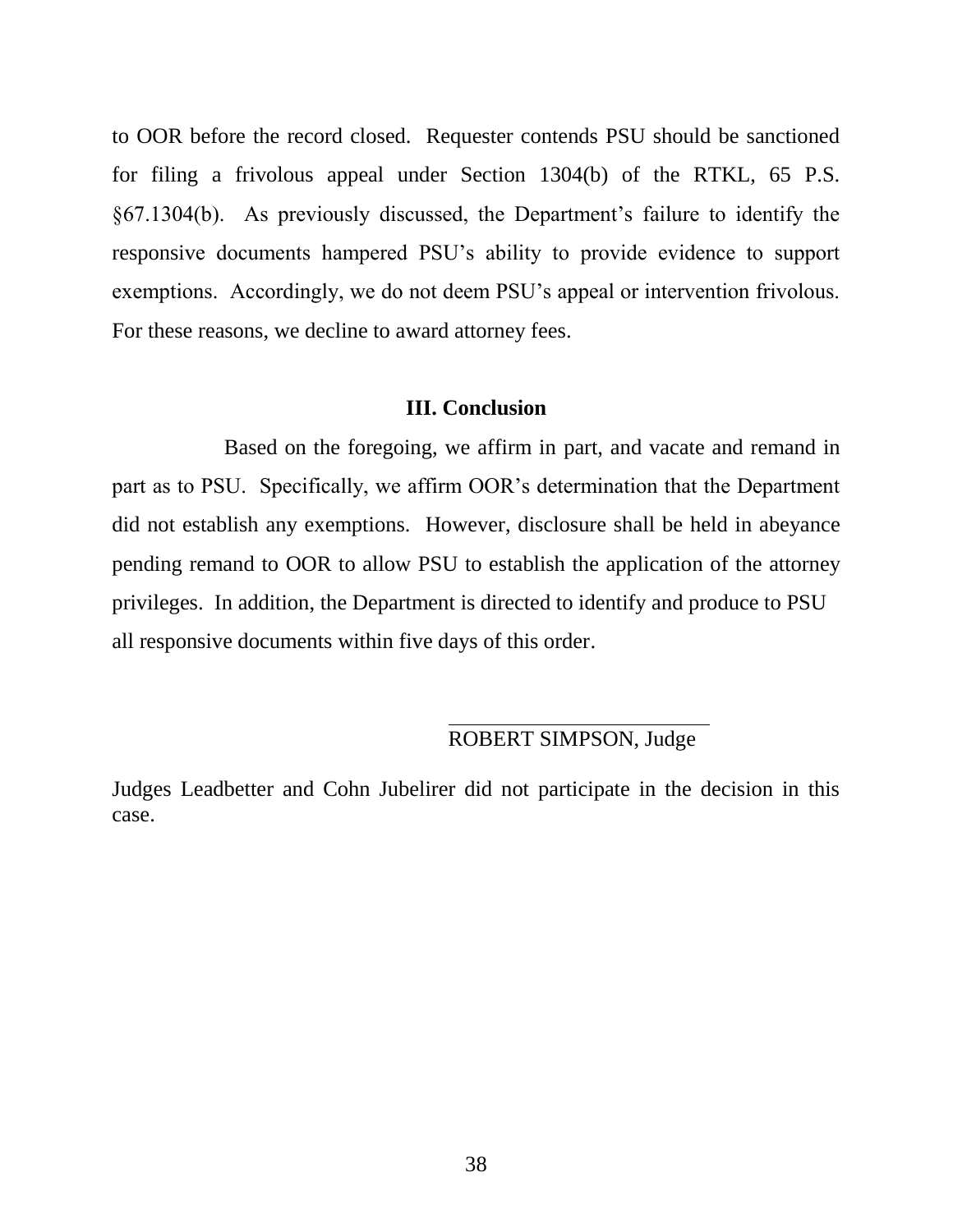to OOR before the record closed. Requester contends PSU should be sanctioned for filing a frivolous appeal under Section 1304(b) of the RTKL, 65 P.S. §67.1304(b). As previously discussed, the Department's failure to identify the responsive documents hampered PSU's ability to provide evidence to support exemptions. Accordingly, we do not deem PSU's appeal or intervention frivolous. For these reasons, we decline to award attorney fees.

## III. Conclusion

Based on the foregoing, we affirm in part, and vacate and remand in part as to PSU. Specifically, we affirm OOR's determination that the Department did not establish any exemptions. However, disclosure shall be held in abeyance pending remand to OOR to allow PSU to establish the application of the attorney privileges. In addition, the Department is directed to identify and produce to PSU all responsive documents within five days of this order.

ROBERT SIMPSON, Judge

Judges Leadbetter and Cohn Jubelirer did not participate in the decision in this case.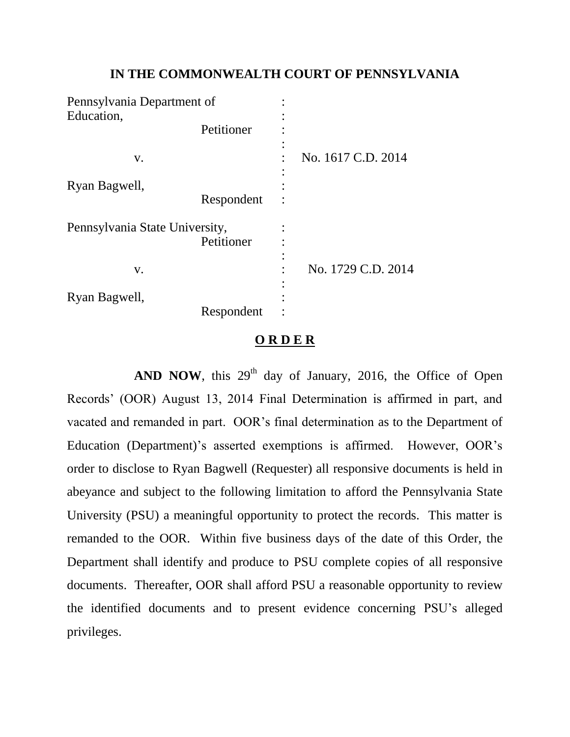# IN THE COMMONWEALTH COURT OF PENNSYLVANIA

| | | |
|---|---|---|
| Pennsylvania Department of Education, Petitioner | : | |
| v. | : | No. 1617 C.D. 2014 |
| Ryan Bagwell, Respondent | : | |
| Pennsylvania State University, Petitioner | : | |
| v. | : | No. 1729 C.D. 2014 |
| Ryan Bagwell, Respondent | : | |

## **O R D E R**

**AND NOW**, this 29th day of January, 2016, the Office of Open Records' (OOR) August 13, 2014 Final Determination is affirmed in part, and vacated and remanded in part. OOR's final determination as to the Department of Education (Department)'s asserted exemptions is affirmed. However, OOR's order to disclose to Ryan Bagwell (Requester) all responsive documents is held in abeyance and subject to the following limitation to afford the Pennsylvania State University (PSU) a meaningful opportunity to protect the records. This matter is remanded to the OOR. Within five business days of the date of this Order, the Department shall identify and produce to PSU complete copies of all responsive documents. Thereafter, OOR shall afford PSU a reasonable opportunity to review the identified documents and to present evidence concerning PSU's alleged privileges.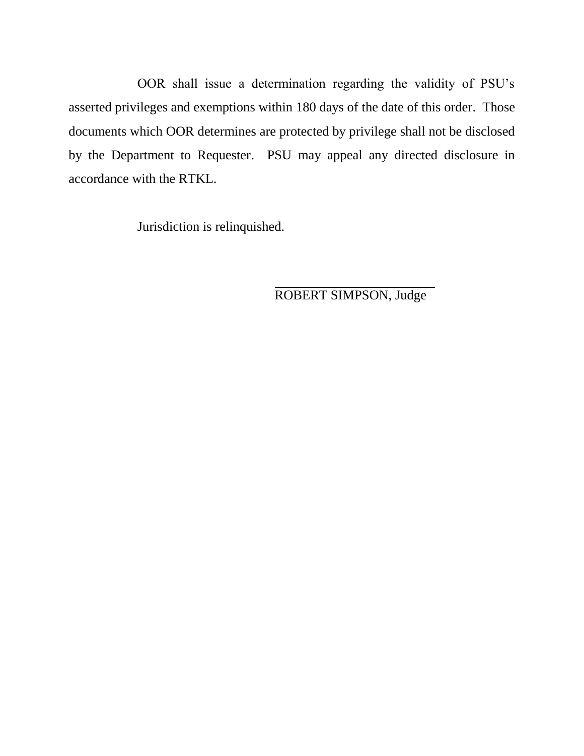OOR shall issue a determination regarding the validity of PSU's asserted privileges and exemptions within 180 days of the date of this order. Those documents which OOR determines are protected by privilege shall not be disclosed by the Department to Requester. PSU may appeal any directed disclosure in accordance with the RTKL.

Jurisdiction is relinquished.

ROBERT SIMPSON, Judge